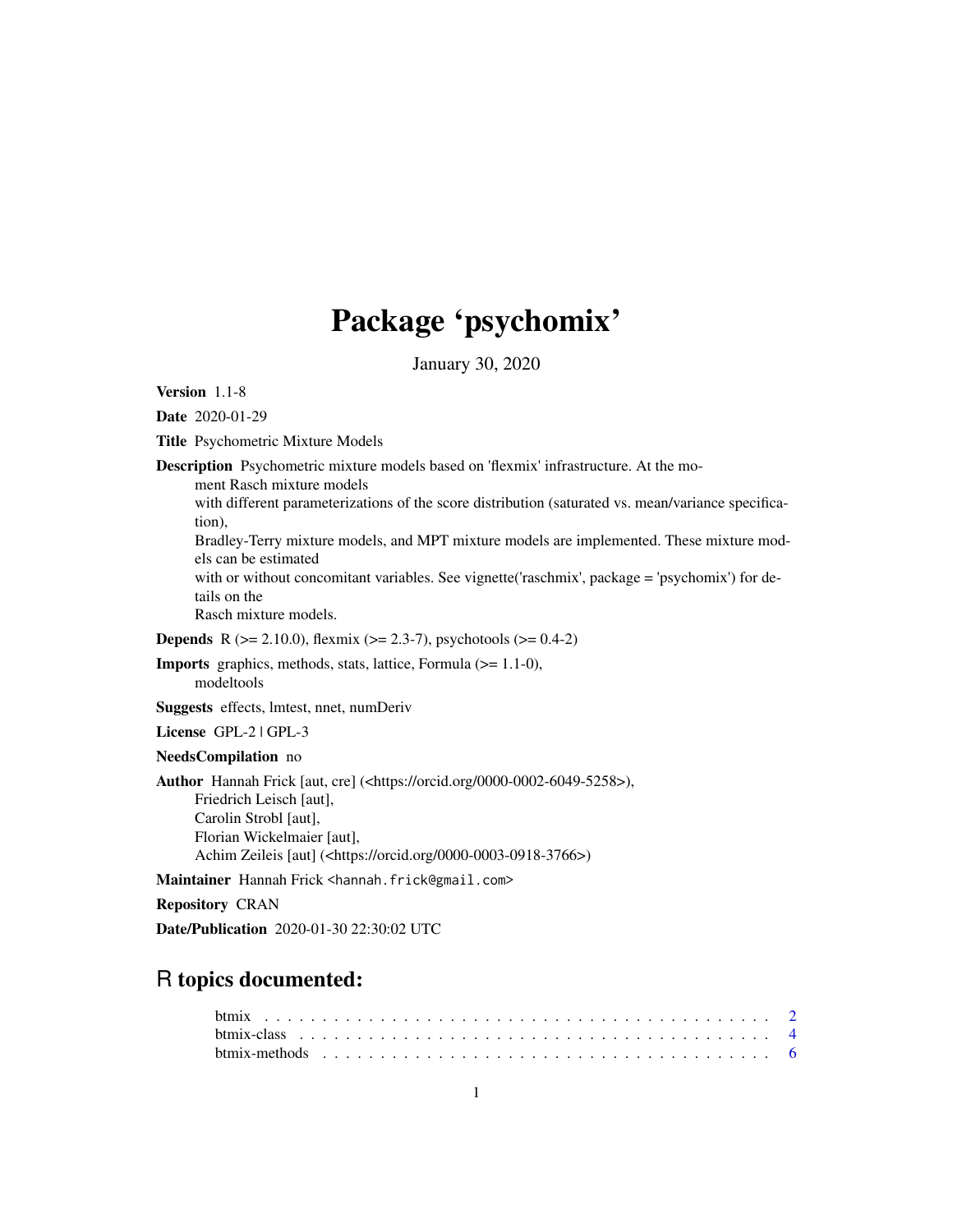# Package 'psychomix'

January 30, 2020

**Version** 1.1-8

**Date** 2020-01-29

**Title** Psychometric Mixture Models

**Description** Psychometric mixture models based on 'flexmix' infrastructure. At the moment Rasch mixture models with different parameterizations of the score distribution (saturated vs. mean/variance specification), Bradley-Terry mixture models, and MPT mixture models are implemented. These mixture models can be estimated with or without concomitant variables. See vignette('raschmix', package = 'psychomix') for details on the Rasch mixture models.

**Depends** R (>= 2.10.0), flexmix (>= 2.3-7), psychotools (>= 0.4-2)

**Imports** graphics, methods, stats, lattice, Formula (>= 1.1-0), modeltools

**Suggests** effects, lmtest, nnet, numDeriv

**License** GPL-2 | GPL-3

**NeedsCompilation** no

**Author** Hannah Frick [aut, cre] (<https://orcid.org/0000-0002-6049-5258>), Friedrich Leisch [aut], Carolin Strobl [aut], Florian Wickelmaier [aut], Achim Zeileis [aut] (<https://orcid.org/0000-0003-0918-3766>)

**Maintainer** Hannah Frick <hannah.frick@gmail.com>

**Repository** CRAN

**Date/Publication** 2020-01-30 22:30:02 UTC

## R topics documented:

- btmix . . . . . . . . . . . . . . . . . . . . . . . . . . . . . . . . . . . . . . . . . . 2
- btmix-class . . . . . . . . . . . . . . . . . . . . . . . . . . . . . . . . . . . . . . . 4
- btmix-methods . . . . . . . . . . . . . . . . . . . . . . . . . . . . . . . . . . . . . 6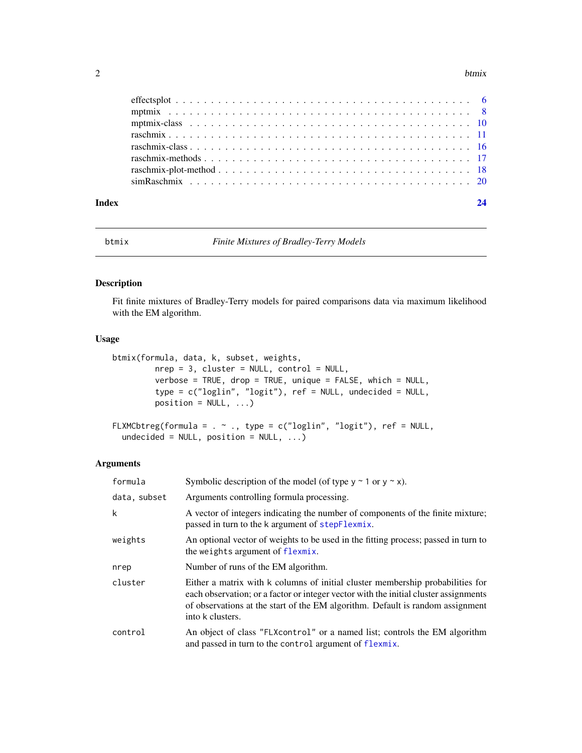effectsplot . . . . . . . . . . . . . . . . . . . . . . . . . . . . . . . . . . . . . . . . . 6
mptmix . . . . . . . . . . . . . . . . . . . . . . . . . . . . . . . . . . . . . . . . . . 8
mptmix-class . . . . . . . . . . . . . . . . . . . . . . . . . . . . . . . . . . . . . . . . 10
raschmix . . . . . . . . . . . . . . . . . . . . . . . . . . . . . . . . . . . . . . . . . . 11
raschmix-class . . . . . . . . . . . . . . . . . . . . . . . . . . . . . . . . . . . . . . . 16
raschmix-methods . . . . . . . . . . . . . . . . . . . . . . . . . . . . . . . . . . . . . . 17
raschmix-plot-method . . . . . . . . . . . . . . . . . . . . . . . . . . . . . . . . . . . . 18
simRaschmix . . . . . . . . . . . . . . . . . . . . . . . . . . . . . . . . . . . . . . . . . 20

**Index** **24**

---

`btmix` *Finite Mixtures of Bradley-Terry Models*

---

## Description

Fit finite mixtures of Bradley-Terry models for paired comparisons data via maximum likelihood with the EM algorithm.

## Usage

```
btmix(formula, data, k, subset, weights,
         nrep = 3, cluster = NULL, control = NULL,
         verbose = TRUE, drop = TRUE, unique = FALSE, which = NULL,
         type = c("loglin", "logit"), ref = NULL, undecided = NULL,
         position = NULL, ...)

FLXMCbtreg(formula = . ~ ., type = c("loglin", "logit"), ref = NULL,
  undecided = NULL, position = NULL, ...)
```

## Arguments

| | |
|---|---|
| `formula` | Symbolic description of the model (of type `y ~ 1` or `y ~ x`). |
| `data, subset` | Arguments controlling formula processing. |
| `k` | A vector of integers indicating the number of components of the finite mixture; passed in turn to the `k` argument of `stepFlexmix`. |
| `weights` | An optional vector of weights to be used in the fitting process; passed in turn to the `weights` argument of `flexmix`. |
| `nrep` | Number of runs of the EM algorithm. |
| `cluster` | Either a matrix with `k` columns of initial cluster membership probabilities for each observation; or a factor or integer vector with the initial cluster assignments of observations at the start of the EM algorithm. Default is random assignment into `k` clusters. |
| `control` | An object of class `"FLXcontrol"` or a named list; controls the EM algorithm and passed in turn to the `control` argument of `flexmix`. |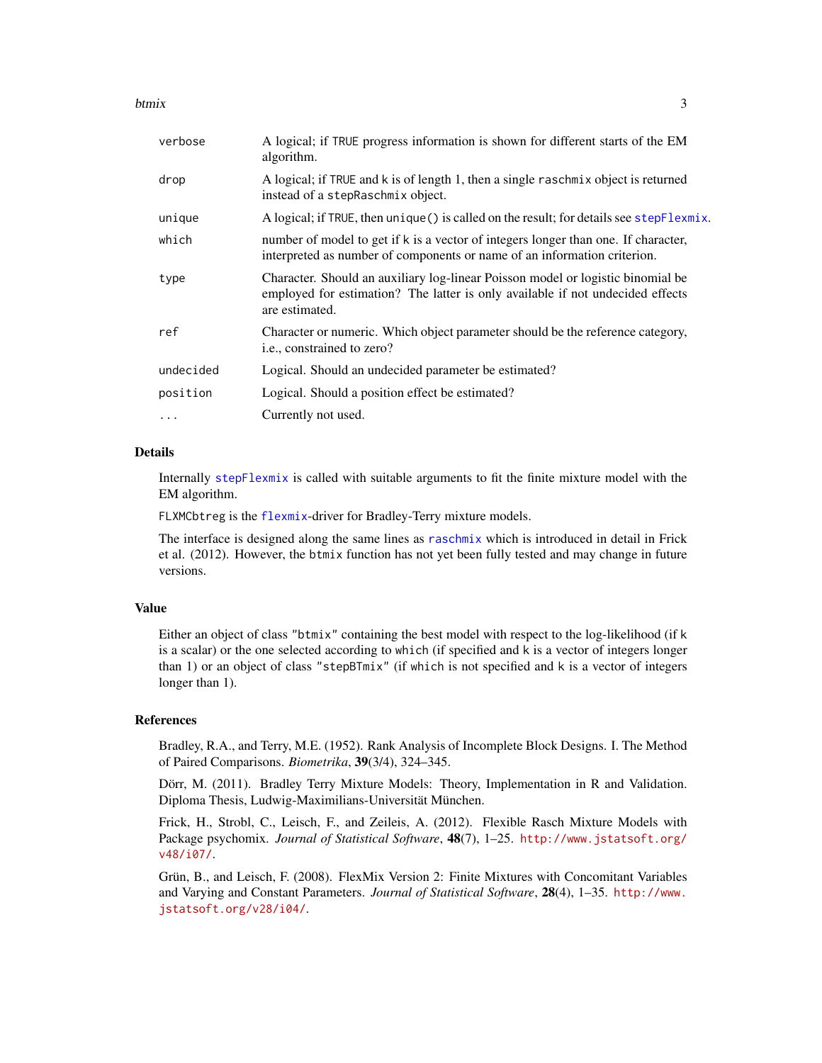| | |
|---|---|
| verbose | A logical; if TRUE progress information is shown for different starts of the EM algorithm. |
| drop | A logical; if TRUE and k is of length 1, then a single raschmix object is returned instead of a stepRaschmix object. |
| unique | A logical; if TRUE, then unique() is called on the result; for details see stepFlexmix. |
| which | number of model to get if k is a vector of integers longer than one. If character, interpreted as number of components or name of an information criterion. |
| type | Character. Should an auxiliary log-linear Poisson model or logistic binomial be employed for estimation? The latter is only available if not undecided effects are estimated. |
| ref | Character or numeric. Which object parameter should be the reference category, i.e., constrained to zero? |
| undecided | Logical. Should an undecided parameter be estimated? |
| position | Logical. Should a position effect be estimated? |
| ... | Currently not used. |

## Details

Internally stepFlexmix is called with suitable arguments to fit the finite mixture model with the EM algorithm.

FLXMCbtreg is the flexmix-driver for Bradley-Terry mixture models.

The interface is designed along the same lines as raschmix which is introduced in detail in Frick et al. (2012). However, the btmix function has not yet been fully tested and may change in future versions.

## Value

Either an object of class "btmix" containing the best model with respect to the log-likelihood (if k is a scalar) or the one selected according to which (if specified and k is a vector of integers longer than 1) or an object of class "stepBTmix" (if which is not specified and k is a vector of integers longer than 1).

## References

Bradley, R.A., and Terry, M.E. (1952). Rank Analysis of Incomplete Block Designs. I. The Method of Paired Comparisons. *Biometrika*, **39**(3/4), 324–345.

Dörr, M. (2011). Bradley Terry Mixture Models: Theory, Implementation in R and Validation. Diploma Thesis, Ludwig-Maximilians-Universität München.

Frick, H., Strobl, C., Leisch, F., and Zeileis, A. (2012). Flexible Rasch Mixture Models with Package psychomix. *Journal of Statistical Software*, **48**(7), 1–25. http://www.jstatsoft.org/v48/i07/.

Grün, B., and Leisch, F. (2008). FlexMix Version 2: Finite Mixtures with Concomitant Variables and Varying and Constant Parameters. *Journal of Statistical Software*, **28**(4), 1–35. http://www.jstatsoft.org/v28/i04/.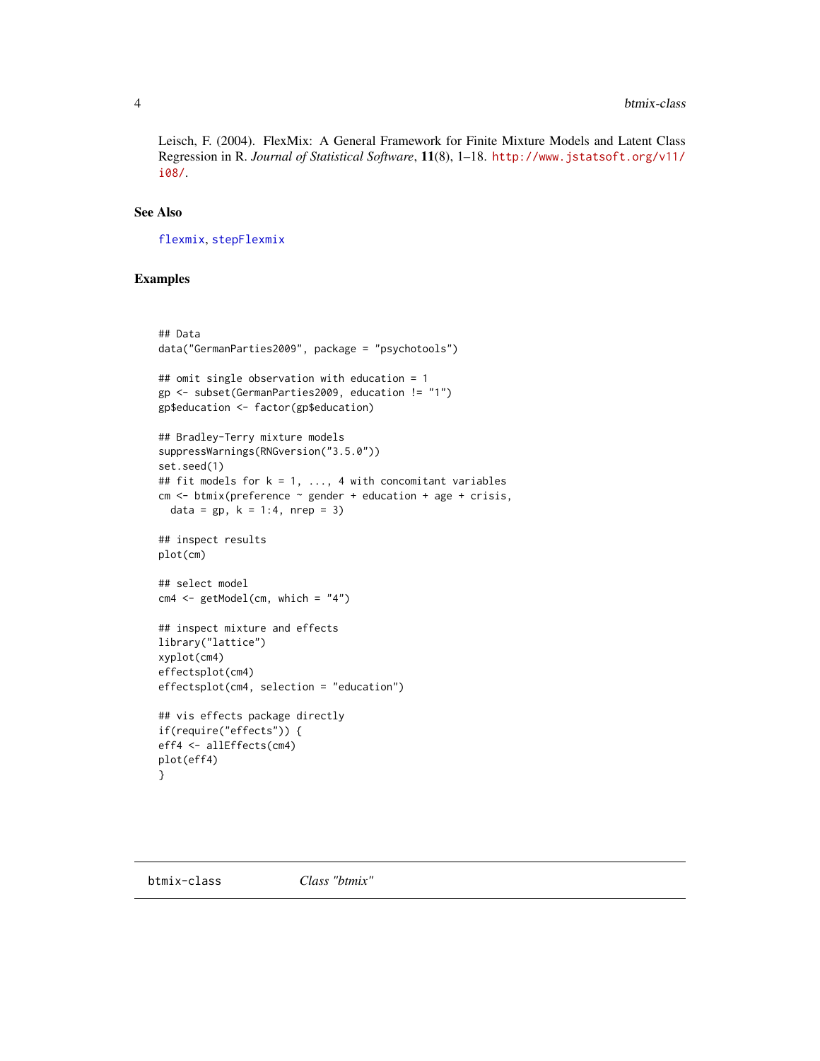Leisch, F. (2004). FlexMix: A General Framework for Finite Mixture Models and Latent Class Regression in R. *Journal of Statistical Software*, **11**(8), 1–18. http://www.jstatsoft.org/v11/i08/.

## See Also

flexmix, stepFlexmix

## Examples

```
## Data
data("GermanParties2009", package = "psychotools")

## omit single observation with education = 1
gp <- subset(GermanParties2009, education != "1")
gp$education <- factor(gp$education)

## Bradley-Terry mixture models
suppressWarnings(RNGversion("3.5.0"))
set.seed(1)
## fit models for k = 1, ..., 4 with concomitant variables
cm <- btmix(preference ~ gender + education + age + crisis,
  data = gp, k = 1:4, nrep = 3)

## inspect results
plot(cm)

## select model
cm4 <- getModel(cm, which = "4")

## inspect mixture and effects
library("lattice")
xyplot(cm4)
effectsplot(cm4)
effectsplot(cm4, selection = "education")

## vis effects package directly
if(require("effects")) {
eff4 <- allEffects(cm4)
plot(eff4)
}
```

# btmix-class *Class "btmix"*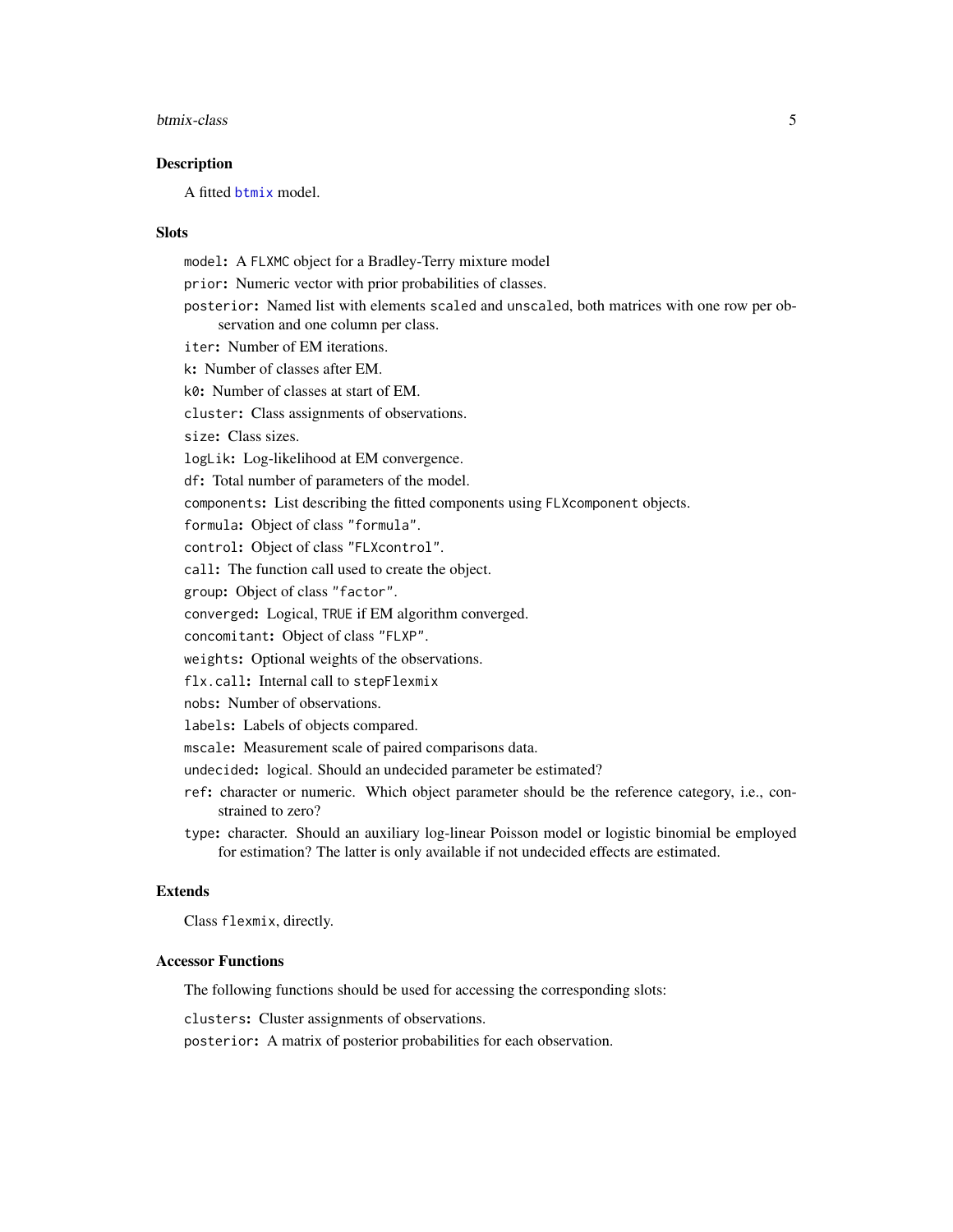## Description

A fitted `btmix` model.

## Slots

- `model`: A `FLXMC` object for a Bradley-Terry mixture model
- `prior`: Numeric vector with prior probabilities of classes.
- `posterior`: Named list with elements `scaled` and `unscaled`, both matrices with one row per observation and one column per class.
- `iter`: Number of EM iterations.
- `k`: Number of classes after EM.
- `k0`: Number of classes at start of EM.
- `cluster`: Class assignments of observations.
- `size`: Class sizes.
- `logLik`: Log-likelihood at EM convergence.
- `df`: Total number of parameters of the model.
- `components`: List describing the fitted components using `FLXcomponent` objects.
- `formula`: Object of class `"formula"`.
- `control`: Object of class `"FLXcontrol"`.
- `call`: The function call used to create the object.
- `group`: Object of class `"factor"`.
- `converged`: Logical, `TRUE` if EM algorithm converged.
- `concomitant`: Object of class `"FLXP"`.
- `weights`: Optional weights of the observations.
- `flx.call`: Internal call to `stepFlexmix`
- `nobs`: Number of observations.
- `labels`: Labels of objects compared.
- `mscale`: Measurement scale of paired comparisons data.
- `undecided`: logical. Should an undecided parameter be estimated?
- `ref`: character or numeric. Which object parameter should be the reference category, i.e., constrained to zero?
- `type`: character. Should an auxiliary log-linear Poisson model or logistic binomial be employed for estimation? The latter is only available if not undecided effects are estimated.

## Extends

Class `flexmix`, directly.

## Accessor Functions

The following functions should be used for accessing the corresponding slots:

- `clusters`: Cluster assignments of observations.
- `posterior`: A matrix of posterior probabilities for each observation.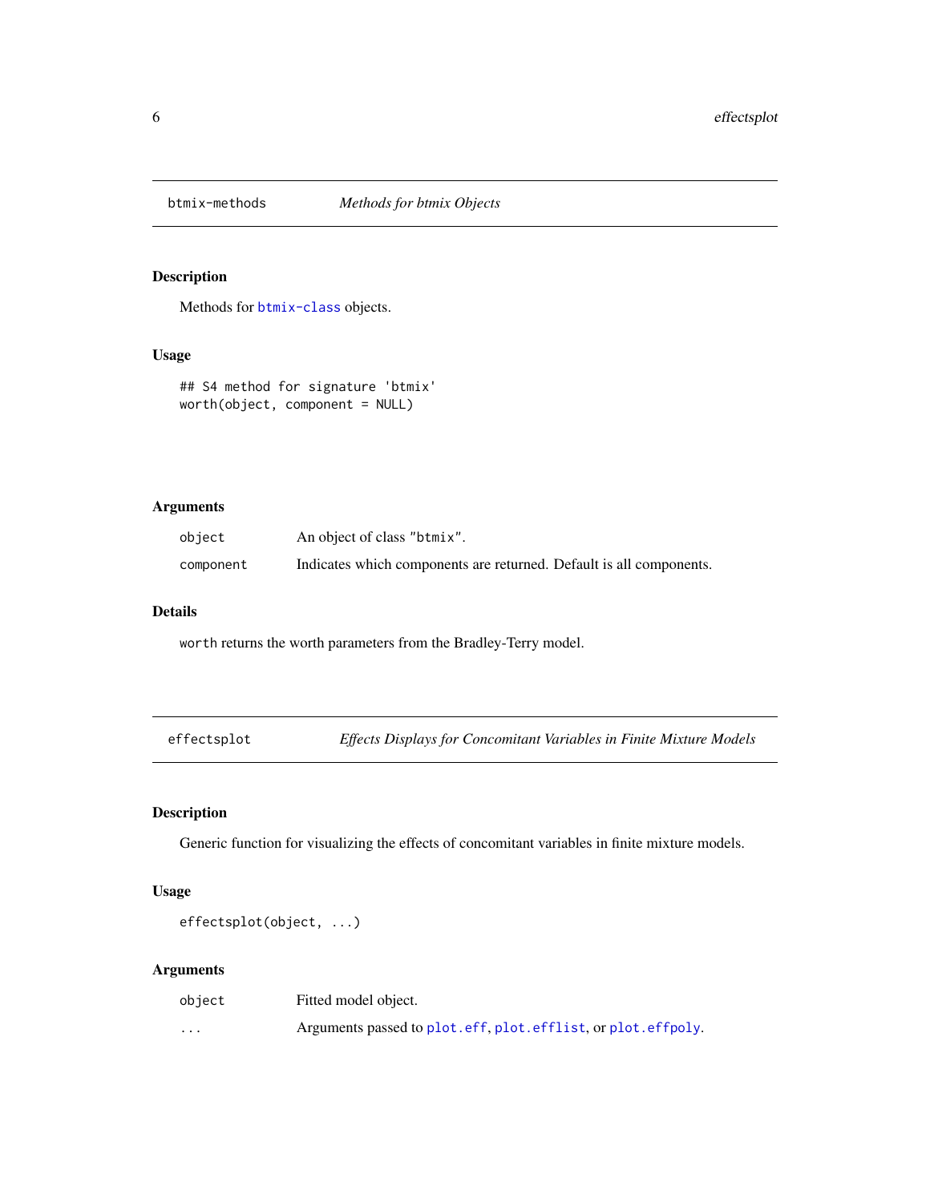## btmix-methods — *Methods for btmix Objects*

### Description

Methods for `btmix-class` objects.

### Usage

```
## S4 method for signature 'btmix'
worth(object, component = NULL)
```

### Arguments

| | |
|---|---|
| `object` | An object of class `"btmix"`. |
| `component` | Indicates which components are returned. Default is all components. |

### Details

`worth` returns the worth parameters from the Bradley-Terry model.

## effectsplot — *Effects Displays for Concomitant Variables in Finite Mixture Models*

### Description

Generic function for visualizing the effects of concomitant variables in finite mixture models.

### Usage

```
effectsplot(object, ...)
```

### Arguments

| | |
|---|---|
| `object` | Fitted model object. |
| `...` | Arguments passed to `plot.eff`, `plot.efflist`, or `plot.effpoly`. |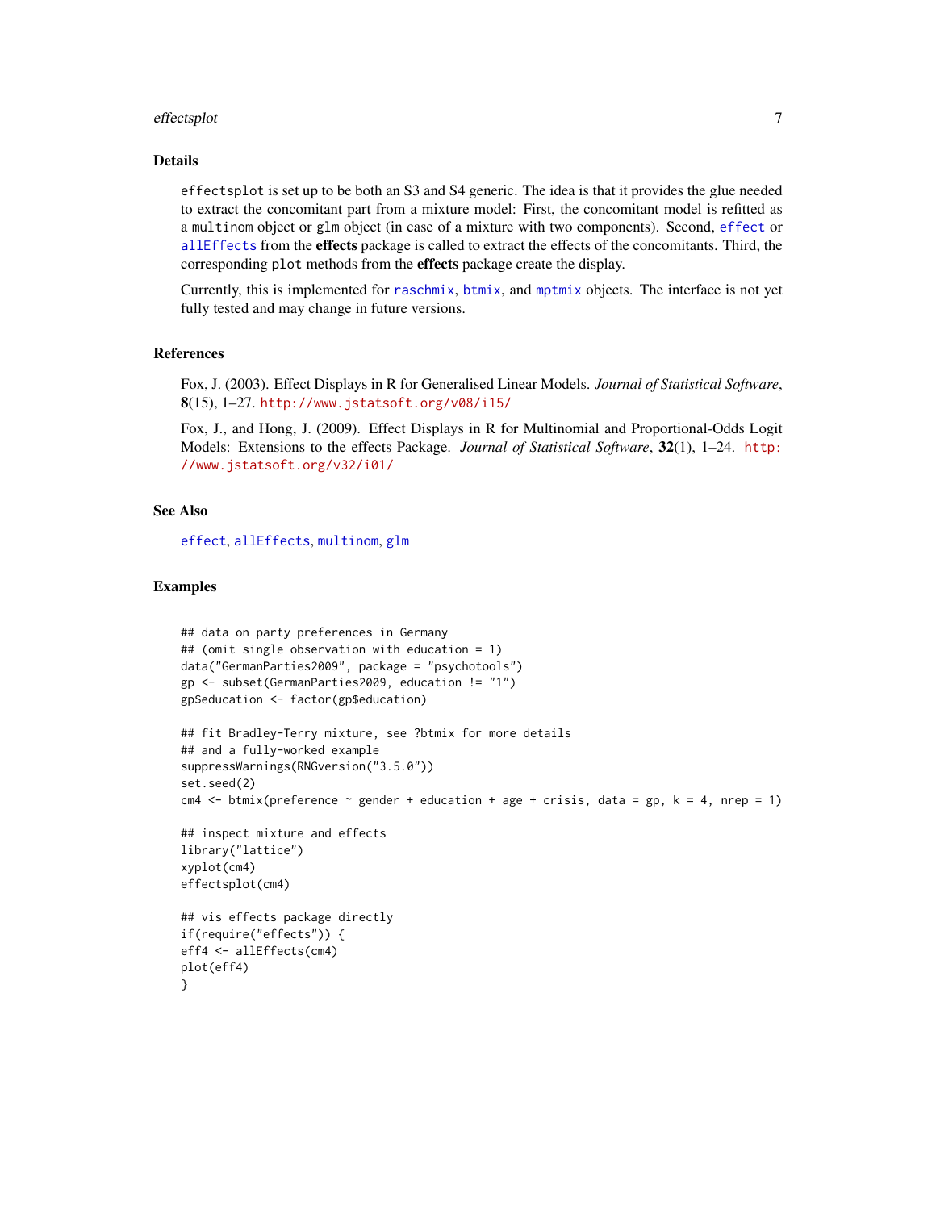## Details

`effectsplot` is set up to be both an S3 and S4 generic. The idea is that it provides the glue needed to extract the concomitant part from a mixture model: First, the concomitant model is refitted as a `multinom` object or `glm` object (in case of a mixture with two components). Second, `effect` or `allEffects` from the **effects** package is called to extract the effects of the concomitants. Third, the corresponding `plot` methods from the **effects** package create the display.

Currently, this is implemented for `raschmix`, `btmix`, and `mptmix` objects. The interface is not yet fully tested and may change in future versions.

## References

Fox, J. (2003). Effect Displays in R for Generalised Linear Models. *Journal of Statistical Software*, **8**(15), 1–27. http://www.jstatsoft.org/v08/i15/

Fox, J., and Hong, J. (2009). Effect Displays in R for Multinomial and Proportional-Odds Logit Models: Extensions to the effects Package. *Journal of Statistical Software*, **32**(1), 1–24. http://www.jstatsoft.org/v32/i01/

## See Also

`effect`, `allEffects`, `multinom`, `glm`

## Examples

```
## data on party preferences in Germany
## (omit single observation with education = 1)
data("GermanParties2009", package = "psychotools")
gp <- subset(GermanParties2009, education != "1")
gp$education <- factor(gp$education)

## fit Bradley-Terry mixture, see ?btmix for more details
## and a fully-worked example
suppressWarnings(RNGversion("3.5.0"))
set.seed(2)
cm4 <- btmix(preference ~ gender + education + age + crisis, data = gp, k = 4, nrep = 1)

## inspect mixture and effects
library("lattice")
xyplot(cm4)
effectsplot(cm4)

## vis effects package directly
if(require("effects")) {
eff4 <- allEffects(cm4)
plot(eff4)
}
```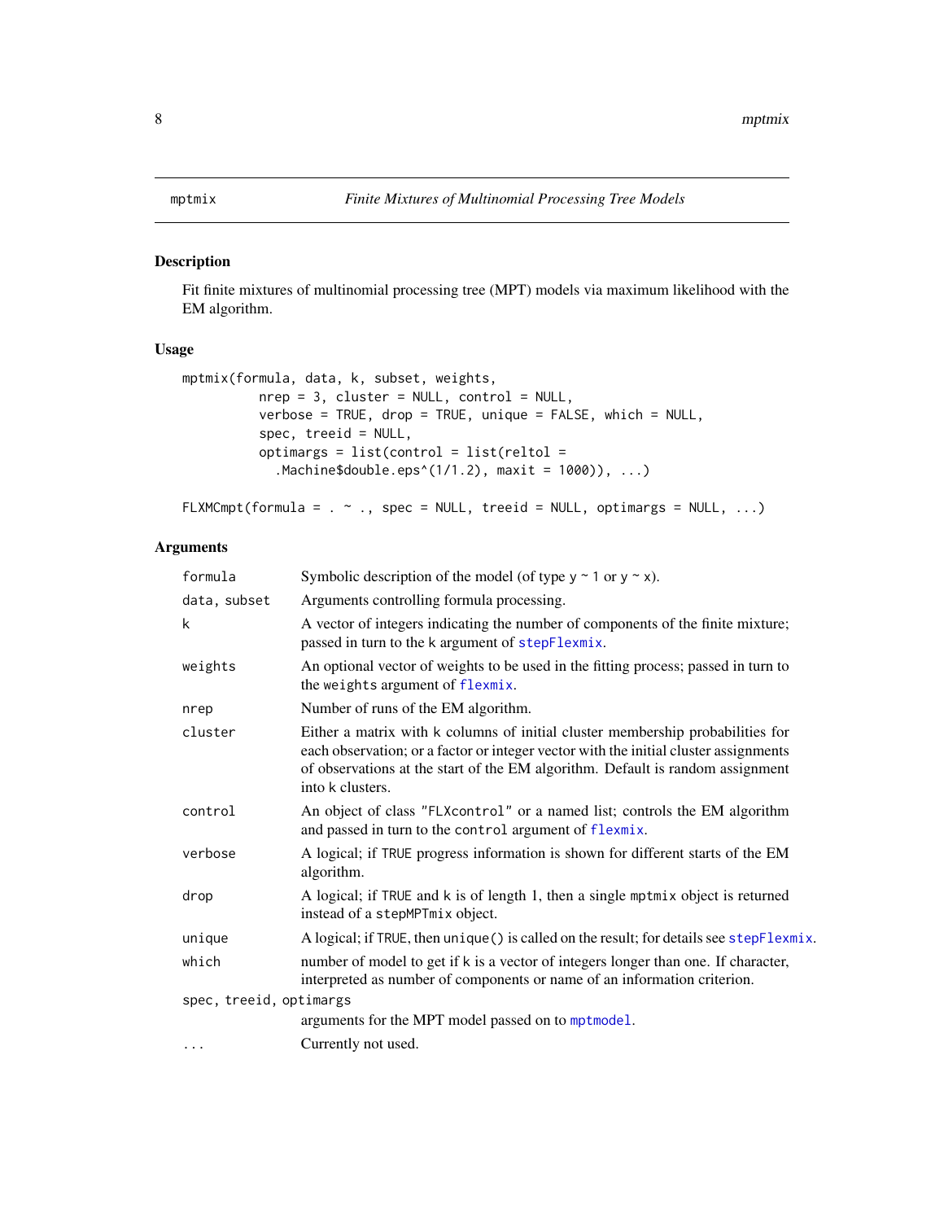mptmix — *Finite Mixtures of Multinomial Processing Tree Models*

## Description

Fit finite mixtures of multinomial processing tree (MPT) models via maximum likelihood with the EM algorithm.

## Usage

```
mptmix(formula, data, k, subset, weights,
          nrep = 3, cluster = NULL, control = NULL,
          verbose = TRUE, drop = TRUE, unique = FALSE, which = NULL,
          spec, treeid = NULL,
          optimargs = list(control = list(reltol =
            .Machine$double.eps^(1/1.2), maxit = 1000)), ...)

FLXMCmpt(formula = . ~ ., spec = NULL, treeid = NULL, optimargs = NULL, ...)
```

## Arguments

| | |
|---|---|
| `formula` | Symbolic description of the model (of type `y ~ 1` or `y ~ x`). |
| `data, subset` | Arguments controlling formula processing. |
| `k` | A vector of integers indicating the number of components of the finite mixture; passed in turn to the `k` argument of `stepFlexmix`. |
| `weights` | An optional vector of weights to be used in the fitting process; passed in turn to the `weights` argument of `flexmix`. |
| `nrep` | Number of runs of the EM algorithm. |
| `cluster` | Either a matrix with `k` columns of initial cluster membership probabilities for each observation; or a factor or integer vector with the initial cluster assignments of observations at the start of the EM algorithm. Default is random assignment into `k` clusters. |
| `control` | An object of class `"FLXcontrol"` or a named list; controls the EM algorithm and passed in turn to the `control` argument of `flexmix`. |
| `verbose` | A logical; if `TRUE` progress information is shown for different starts of the EM algorithm. |
| `drop` | A logical; if `TRUE` and `k` is of length 1, then a single `mptmix` object is returned instead of a `stepMPTmix` object. |
| `unique` | A logical; if `TRUE`, then `unique()` is called on the result; for details see `stepFlexmix`. |
| `which` | number of model to get if `k` is a vector of integers longer than one. If character, interpreted as number of components or name of an information criterion. |
| `spec, treeid, optimargs` | arguments for the MPT model passed on to `mptmodel`. |
| `...` | Currently not used. |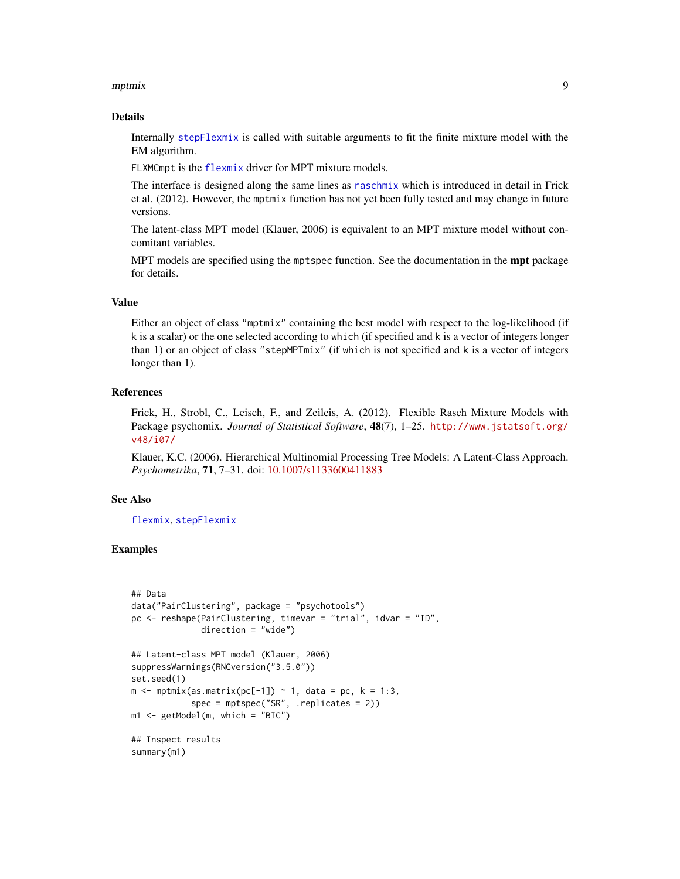## Details

Internally `stepFlexmix` is called with suitable arguments to fit the finite mixture model with the EM algorithm.

`FLXMCmpt` is the `flexmix` driver for MPT mixture models.

The interface is designed along the same lines as `raschmix` which is introduced in detail in Frick et al. (2012). However, the `mptmix` function has not yet been fully tested and may change in future versions.

The latent-class MPT model (Klauer, 2006) is equivalent to an MPT mixture model without concomitant variables.

MPT models are specified using the `mptspec` function. See the documentation in the **mpt** package for details.

## Value

Either an object of class `"mptmix"` containing the best model with respect to the log-likelihood (if `k` is a scalar) or the one selected according to `which` (if specified and `k` is a vector of integers longer than 1) or an object of class `"stepMPTmix"` (if `which` is not specified and `k` is a vector of integers longer than 1).

## References

Frick, H., Strobl, C., Leisch, F., and Zeileis, A. (2012). Flexible Rasch Mixture Models with Package psychomix. *Journal of Statistical Software*, **48**(7), 1–25. http://www.jstatsoft.org/v48/i07/

Klauer, K.C. (2006). Hierarchical Multinomial Processing Tree Models: A Latent-Class Approach. *Psychometrika*, **71**, 7–31. doi: 10.1007/s1133600411883

## See Also

`flexmix`, `stepFlexmix`

## Examples

```
## Data
data("PairClustering", package = "psychotools")
pc <- reshape(PairClustering, timevar = "trial", idvar = "ID",
              direction = "wide")

## Latent-class MPT model (Klauer, 2006)
suppressWarnings(RNGversion("3.5.0"))
set.seed(1)
m <- mptmix(as.matrix(pc[-1]) ~ 1, data = pc, k = 1:3,
            spec = mptspec("SR", .replicates = 2))
m1 <- getModel(m, which = "BIC")

## Inspect results
summary(m1)
```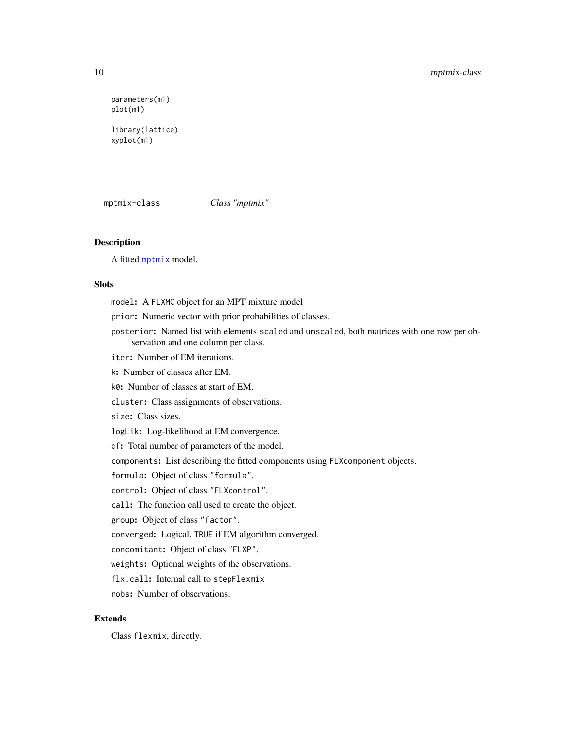```
parameters(m1)
plot(m1)

library(lattice)
xyplot(m1)
```

## mptmix-class *Class "mptmix"*

### Description

A fitted mptmix model.

### Slots

- `model`: A `FLXMC` object for an MPT mixture model
- `prior`: Numeric vector with prior probabilities of classes.
- `posterior`: Named list with elements `scaled` and `unscaled`, both matrices with one row per observation and one column per class.
- `iter`: Number of EM iterations.
- `k`: Number of classes after EM.
- `k0`: Number of classes at start of EM.
- `cluster`: Class assignments of observations.
- `size`: Class sizes.
- `logLik`: Log-likelihood at EM convergence.
- `df`: Total number of parameters of the model.
- `components`: List describing the fitted components using `FLXcomponent` objects.
- `formula`: Object of class `"formula"`.
- `control`: Object of class `"FLXcontrol"`.
- `call`: The function call used to create the object.
- `group`: Object of class `"factor"`.
- `converged`: Logical, `TRUE` if EM algorithm converged.
- `concomitant`: Object of class `"FLXP"`.
- `weights`: Optional weights of the observations.
- `flx.call`: Internal call to `stepFlexmix`
- `nobs`: Number of observations.

### Extends

Class `flexmix`, directly.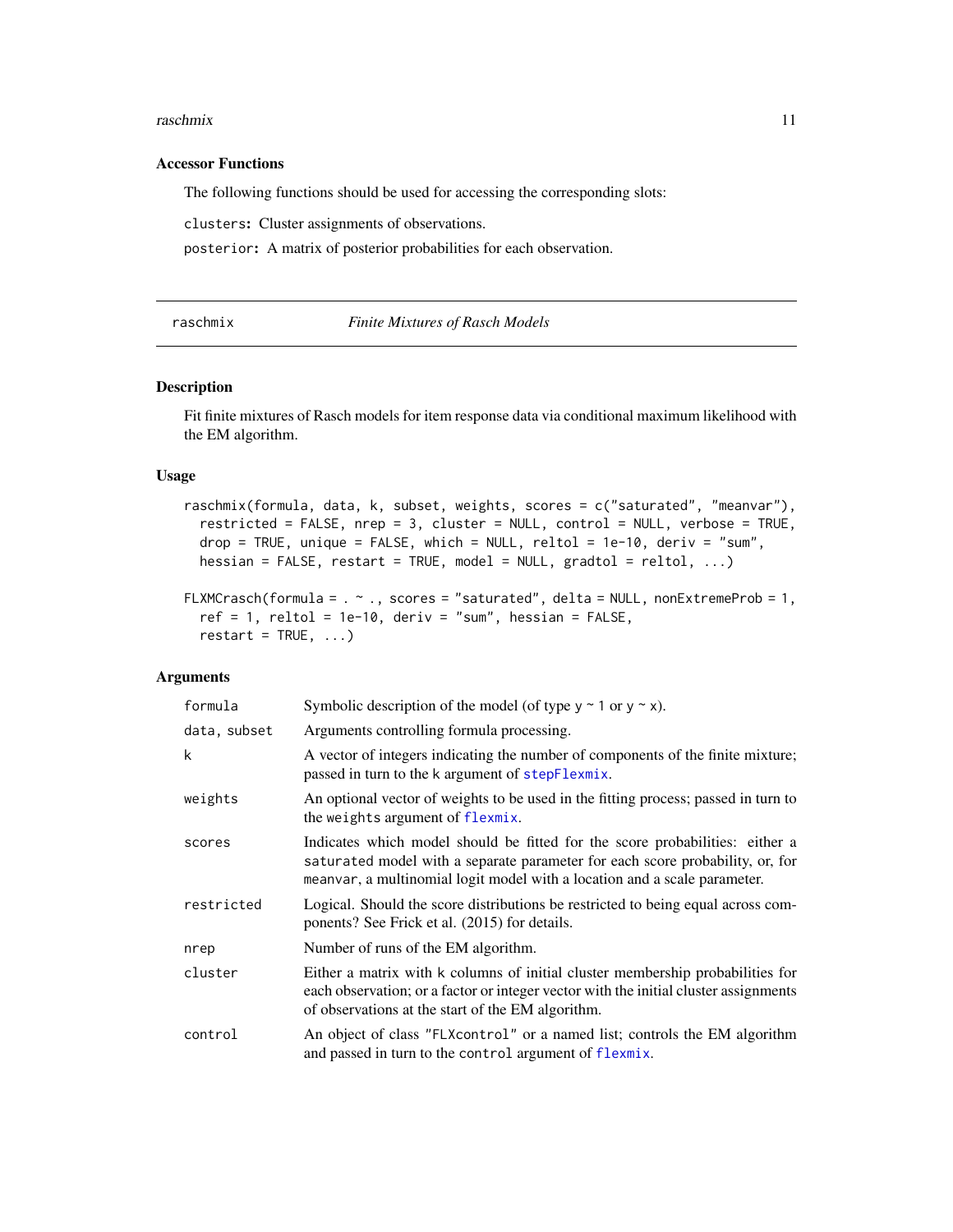### Accessor Functions

The following functions should be used for accessing the corresponding slots:

`clusters`: Cluster assignments of observations.

`posterior`: A matrix of posterior probabilities for each observation.

---

## raschmix — *Finite Mixtures of Rasch Models*

### Description

Fit finite mixtures of Rasch models for item response data via conditional maximum likelihood with the EM algorithm.

### Usage

```
raschmix(formula, data, k, subset, weights, scores = c("saturated", "meanvar"),
  restricted = FALSE, nrep = 3, cluster = NULL, control = NULL, verbose = TRUE,
  drop = TRUE, unique = FALSE, which = NULL, reltol = 1e-10, deriv = "sum",
  hessian = FALSE, restart = TRUE, model = NULL, gradtol = reltol, ...)

FLXMCrasch(formula = . ~ ., scores = "saturated", delta = NULL, nonExtremeProb = 1,
  ref = 1, reltol = 1e-10, deriv = "sum", hessian = FALSE,
  restart = TRUE, ...)
```

### Arguments

| Argument | Description |
|---|---|
| `formula` | Symbolic description of the model (of type `y ~ 1` or `y ~ x`). |
| `data, subset` | Arguments controlling formula processing. |
| `k` | A vector of integers indicating the number of components of the finite mixture; passed in turn to the `k` argument of `stepFlexmix`. |
| `weights` | An optional vector of weights to be used in the fitting process; passed in turn to the `weights` argument of `flexmix`. |
| `scores` | Indicates which model should be fitted for the score probabilities: either a `saturated` model with a separate parameter for each score probability, or, for `meanvar`, a multinomial logit model with a location and a scale parameter. |
| `restricted` | Logical. Should the score distributions be restricted to being equal across components? See Frick et al. (2015) for details. |
| `nrep` | Number of runs of the EM algorithm. |
| `cluster` | Either a matrix with `k` columns of initial cluster membership probabilities for each observation; or a factor or integer vector with the initial cluster assignments of observations at the start of the EM algorithm. |
| `control` | An object of class `"FLXcontrol"` or a named list; controls the EM algorithm and passed in turn to the `control` argument of `flexmix`. |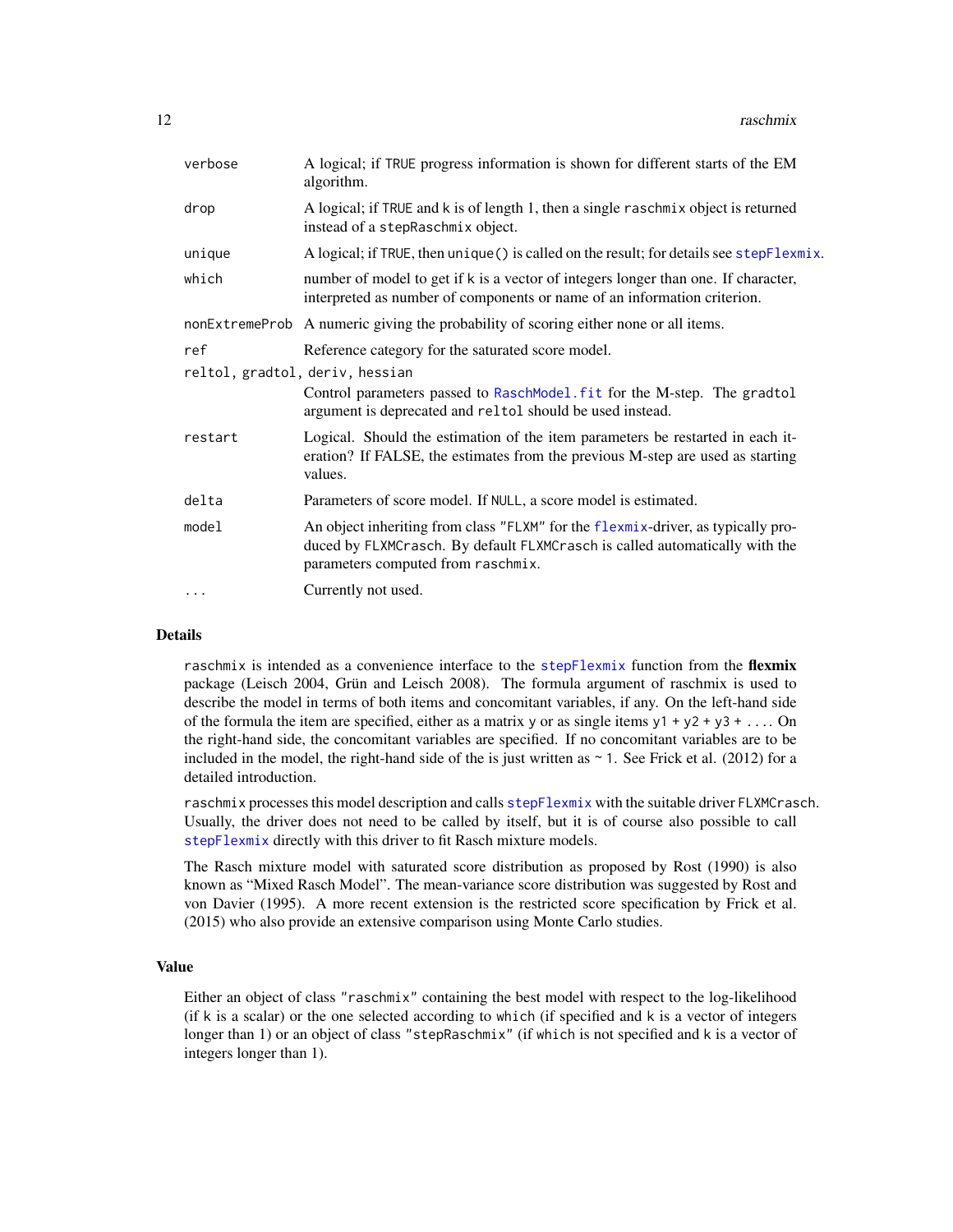| | |
|---|---|
| verbose | A logical; if TRUE progress information is shown for different starts of the EM algorithm. |
| drop | A logical; if TRUE and k is of length 1, then a single raschmix object is returned instead of a stepRaschmix object. |
| unique | A logical; if TRUE, then unique() is called on the result; for details see stepFlexmix. |
| which | number of model to get if k is a vector of integers longer than one. If character, interpreted as number of components or name of an information criterion. |
| nonExtremeProb | A numeric giving the probability of scoring either none or all items. |
| ref | Reference category for the saturated score model. |
| reltol, gradtol, deriv, hessian | Control parameters passed to RaschModel.fit for the M-step. The gradtol argument is deprecated and reltol should be used instead. |
| restart | Logical. Should the estimation of the item parameters be restarted in each iteration? If FALSE, the estimates from the previous M-step are used as starting values. |
| delta | Parameters of score model. If NULL, a score model is estimated. |
| model | An object inheriting from class "FLXM" for the flexmix-driver, as typically produced by FLXMCrasch. By default FLXMCrasch is called automatically with the parameters computed from raschmix. |
| ... | Currently not used. |

## Details

raschmix is intended as a convenience interface to the stepFlexmix function from the **flexmix** package (Leisch 2004, Grün and Leisch 2008). The formula argument of raschmix is used to describe the model in terms of both items and concomitant variables, if any. On the left-hand side of the formula the item are specified, either as a matrix y or as single items y1 + y2 + y3 + .... On the right-hand side, the concomitant variables are specified. If no concomitant variables are to be included in the model, the right-hand side of the is just written as ~ 1. See Frick et al. (2012) for a detailed introduction.

raschmix processes this model description and calls stepFlexmix with the suitable driver FLXMCrasch. Usually, the driver does not need to be called by itself, but it is of course also possible to call stepFlexmix directly with this driver to fit Rasch mixture models.

The Rasch mixture model with saturated score distribution as proposed by Rost (1990) is also known as "Mixed Rasch Model". The mean-variance score distribution was suggested by Rost and von Davier (1995). A more recent extension is the restricted score specification by Frick et al. (2015) who also provide an extensive comparison using Monte Carlo studies.

## Value

Either an object of class "raschmix" containing the best model with respect to the log-likelihood (if k is a scalar) or the one selected according to which (if specified and k is a vector of integers longer than 1) or an object of class "stepRaschmix" (if which is not specified and k is a vector of integers longer than 1).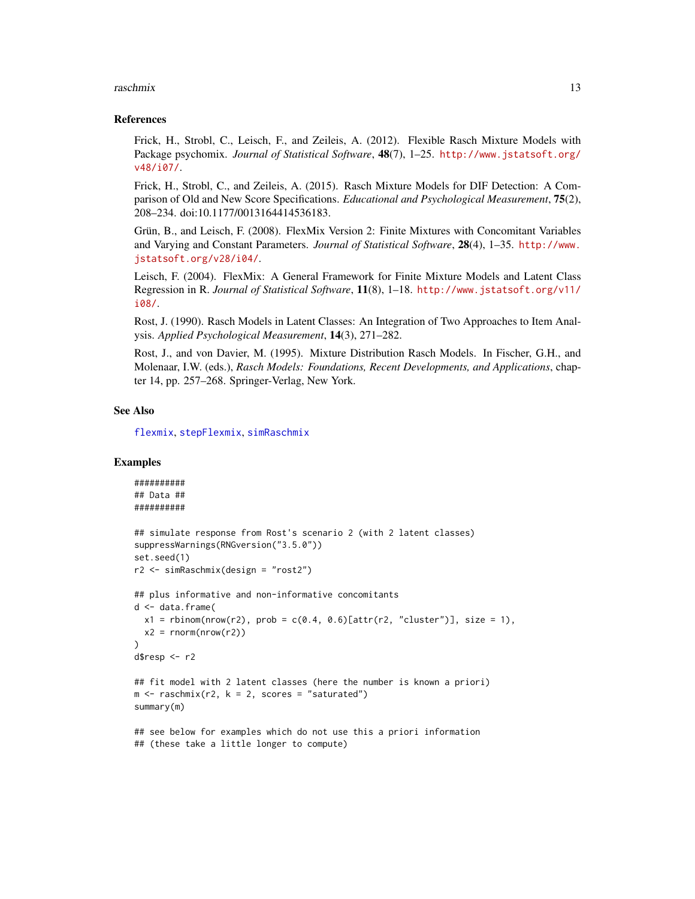### References

Frick, H., Strobl, C., Leisch, F., and Zeileis, A. (2012). Flexible Rasch Mixture Models with Package psychomix. *Journal of Statistical Software*, **48**(7), 1–25. http://www.jstatsoft.org/v48/i07/.

Frick, H., Strobl, C., and Zeileis, A. (2015). Rasch Mixture Models for DIF Detection: A Comparison of Old and New Score Specifications. *Educational and Psychological Measurement*, **75**(2), 208–234. doi:10.1177/0013164414536183.

Grün, B., and Leisch, F. (2008). FlexMix Version 2: Finite Mixtures with Concomitant Variables and Varying and Constant Parameters. *Journal of Statistical Software*, **28**(4), 1–35. http://www.jstatsoft.org/v28/i04/.

Leisch, F. (2004). FlexMix: A General Framework for Finite Mixture Models and Latent Class Regression in R. *Journal of Statistical Software*, **11**(8), 1–18. http://www.jstatsoft.org/v11/i08/.

Rost, J. (1990). Rasch Models in Latent Classes: An Integration of Two Approaches to Item Analysis. *Applied Psychological Measurement*, **14**(3), 271–282.

Rost, J., and von Davier, M. (1995). Mixture Distribution Rasch Models. In Fischer, G.H., and Molenaar, I.W. (eds.), *Rasch Models: Foundations, Recent Developments, and Applications*, chapter 14, pp. 257–268. Springer-Verlag, New York.

### See Also

flexmix, stepFlexmix, simRaschmix

### Examples

```
##########
## Data ##
##########

## simulate response from Rost's scenario 2 (with 2 latent classes)
suppressWarnings(RNGversion("3.5.0"))
set.seed(1)
r2 <- simRaschmix(design = "rost2")

## plus informative and non-informative concomitants
d <- data.frame(
  x1 = rbinom(nrow(r2), prob = c(0.4, 0.6)[attr(r2, "cluster")], size = 1),
  x2 = rnorm(nrow(r2))
)
d$resp <- r2

## fit model with 2 latent classes (here the number is known a priori)
m <- raschmix(r2, k = 2, scores = "saturated")
summary(m)

## see below for examples which do not use this a priori information
## (these take a little longer to compute)
```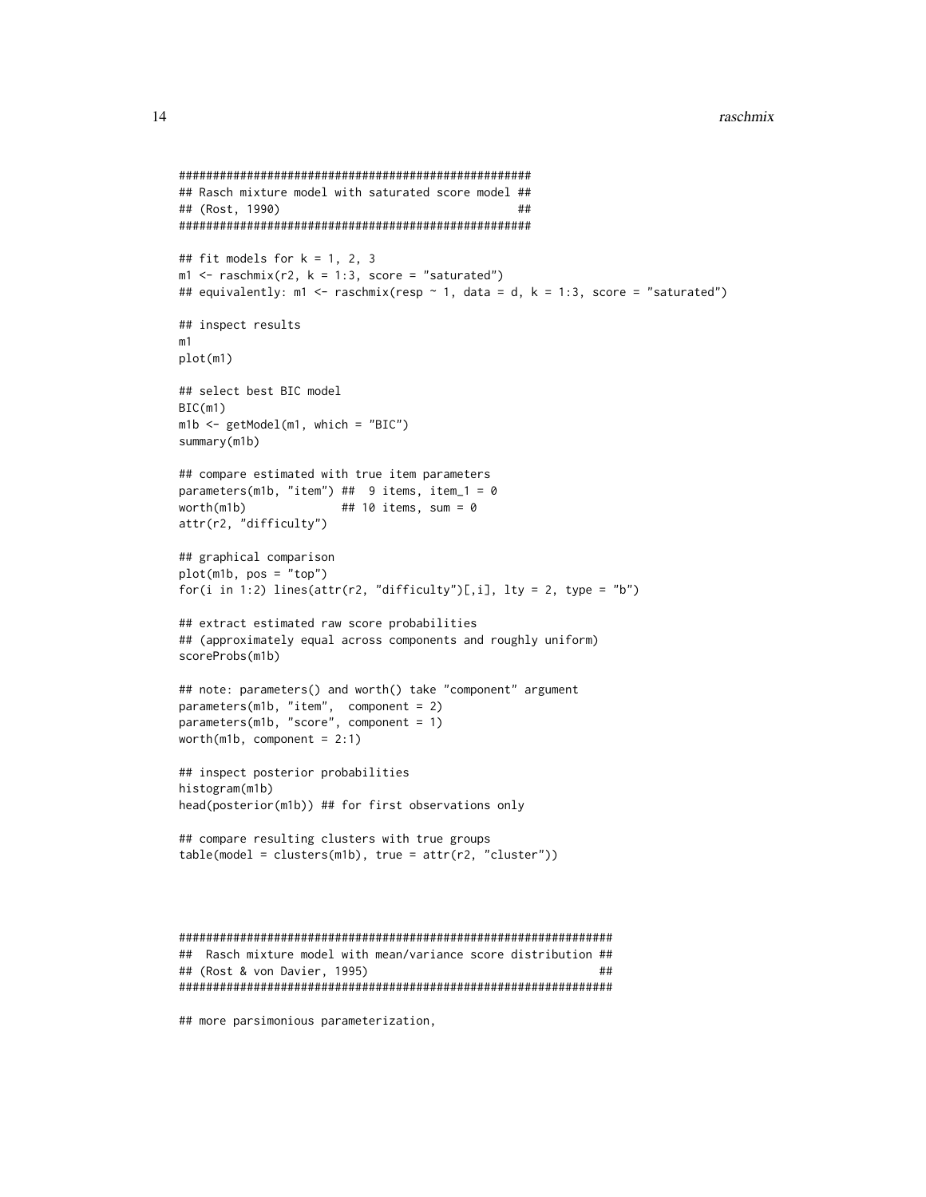```
####################################################
## Rasch mixture model with saturated score model ##
## (Rost, 1990)                                   ##
####################################################

## fit models for k = 1, 2, 3
m1 <- raschmix(r2, k = 1:3, score = "saturated")
## equivalently: m1 <- raschmix(resp ~ 1, data = d, k = 1:3, score = "saturated")

## inspect results
m1
plot(m1)

## select best BIC model
BIC(m1)
m1b <- getModel(m1, which = "BIC")
summary(m1b)

## compare estimated with true item parameters
parameters(m1b, "item") ##  9 items, item_1 = 0
worth(m1b)              ## 10 items, sum = 0
attr(r2, "difficulty")

## graphical comparison
plot(m1b, pos = "top")
for(i in 1:2) lines(attr(r2, "difficulty")[,i], lty = 2, type = "b")

## extract estimated raw score probabilities
## (approximately equal across components and roughly uniform)
scoreProbs(m1b)

## note: parameters() and worth() take "component" argument
parameters(m1b, "item",  component = 2)
parameters(m1b, "score", component = 1)
worth(m1b, component = 2:1)

## inspect posterior probabilities
histogram(m1b)
head(posterior(m1b)) ## for first observations only

## compare resulting clusters with true groups
table(model = clusters(m1b), true = attr(r2, "cluster"))



################################################################
##  Rasch mixture model with mean/variance score distribution ##
## (Rost & von Davier, 1995)                                  ##
################################################################

## more parsimonious parameterization,
```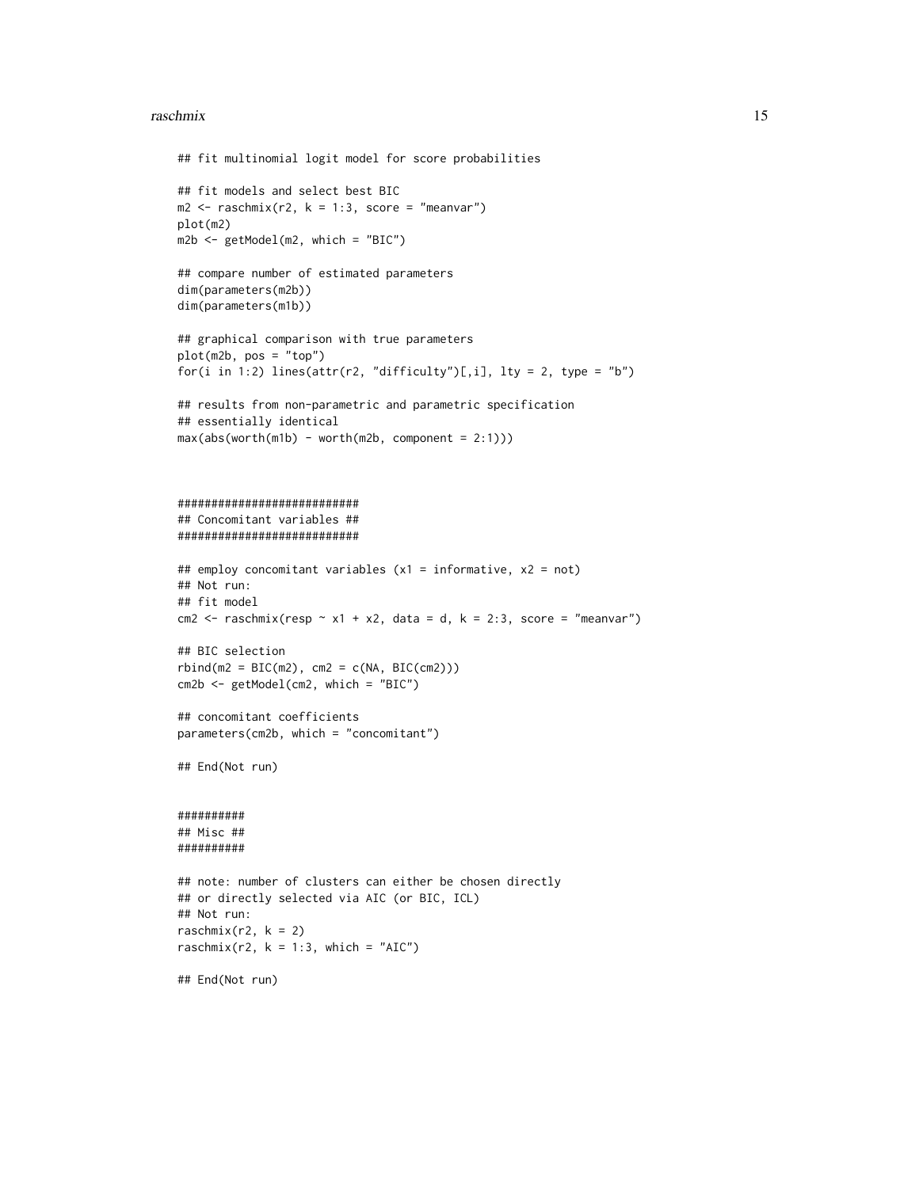```
## fit multinomial logit model for score probabilities

## fit models and select best BIC
m2 <- raschmix(r2, k = 1:3, score = "meanvar")
plot(m2)
m2b <- getModel(m2, which = "BIC")

## compare number of estimated parameters
dim(parameters(m2b))
dim(parameters(m1b))

## graphical comparison with true parameters
plot(m2b, pos = "top")
for(i in 1:2) lines(attr(r2, "difficulty")[,i], lty = 2, type = "b")

## results from non-parametric and parametric specification
## essentially identical
max(abs(worth(m1b) - worth(m2b, component = 2:1)))



###########################
## Concomitant variables ##
###########################

## employ concomitant variables (x1 = informative, x2 = not)
## Not run:
## fit model
cm2 <- raschmix(resp ~ x1 + x2, data = d, k = 2:3, score = "meanvar")

## BIC selection
rbind(m2 = BIC(m2), cm2 = c(NA, BIC(cm2)))
cm2b <- getModel(cm2, which = "BIC")

## concomitant coefficients
parameters(cm2b, which = "concomitant")

## End(Not run)


##########
## Misc ##
##########

## note: number of clusters can either be chosen directly
## or directly selected via AIC (or BIC, ICL)
## Not run:
raschmix(r2, k = 2)
raschmix(r2, k = 1:3, which = "AIC")

## End(Not run)
```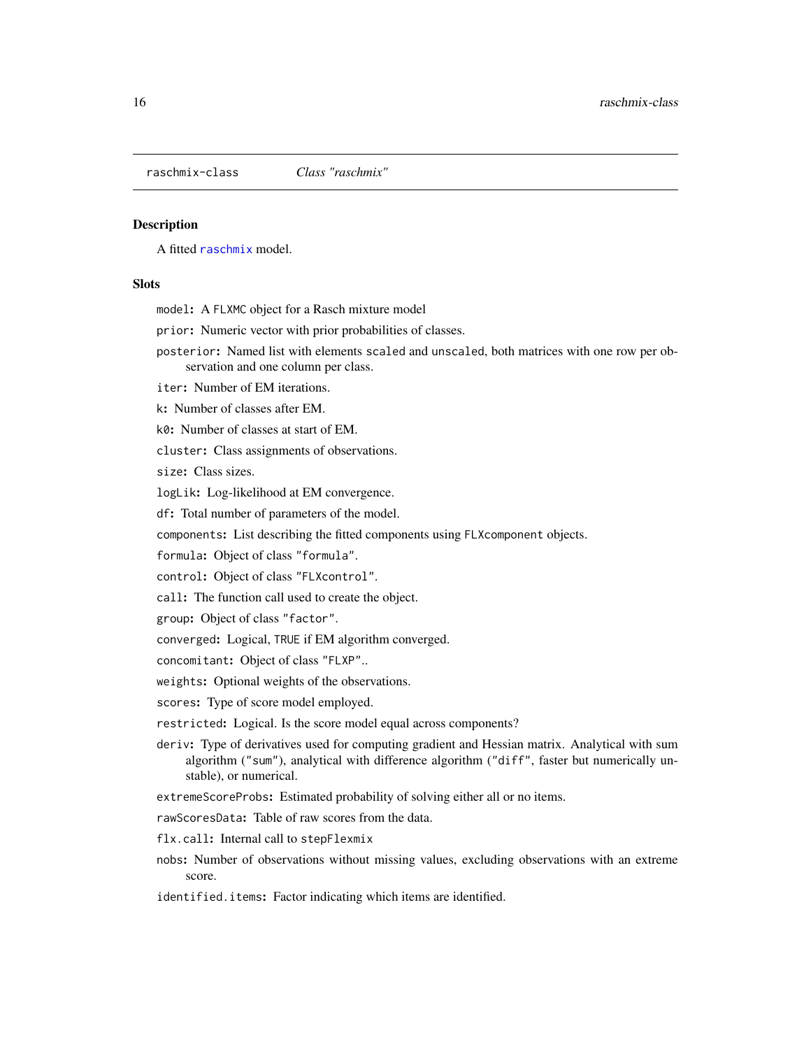raschmix-class                *Class "raschmix"*

## Description

A fitted raschmix model.

## Slots

- `model`: A `FLXMC` object for a Rasch mixture model
- `prior`: Numeric vector with prior probabilities of classes.
- `posterior`: Named list with elements `scaled` and `unscaled`, both matrices with one row per observation and one column per class.
- `iter`: Number of EM iterations.
- `k`: Number of classes after EM.
- `k0`: Number of classes at start of EM.
- `cluster`: Class assignments of observations.
- `size`: Class sizes.
- `logLik`: Log-likelihood at EM convergence.
- `df`: Total number of parameters of the model.
- `components`: List describing the fitted components using `FLXcomponent` objects.
- `formula`: Object of class `"formula"`.
- `control`: Object of class `"FLXcontrol"`.
- `call`: The function call used to create the object.
- `group`: Object of class `"factor"`.
- `converged`: Logical, `TRUE` if EM algorithm converged.
- `concomitant`: Object of class `"FLXP"`..
- `weights`: Optional weights of the observations.
- `scores`: Type of score model employed.
- `restricted`: Logical. Is the score model equal across components?
- `deriv`: Type of derivatives used for computing gradient and Hessian matrix. Analytical with sum algorithm (`"sum"`), analytical with difference algorithm (`"diff"`, faster but numerically unstable), or numerical.
- `extremeScoreProbs`: Estimated probability of solving either all or no items.
- `rawScoresData`: Table of raw scores from the data.
- `flx.call`: Internal call to `stepFlexmix`
- `nobs`: Number of observations without missing values, excluding observations with an extreme score.
- `identified.items`: Factor indicating which items are identified.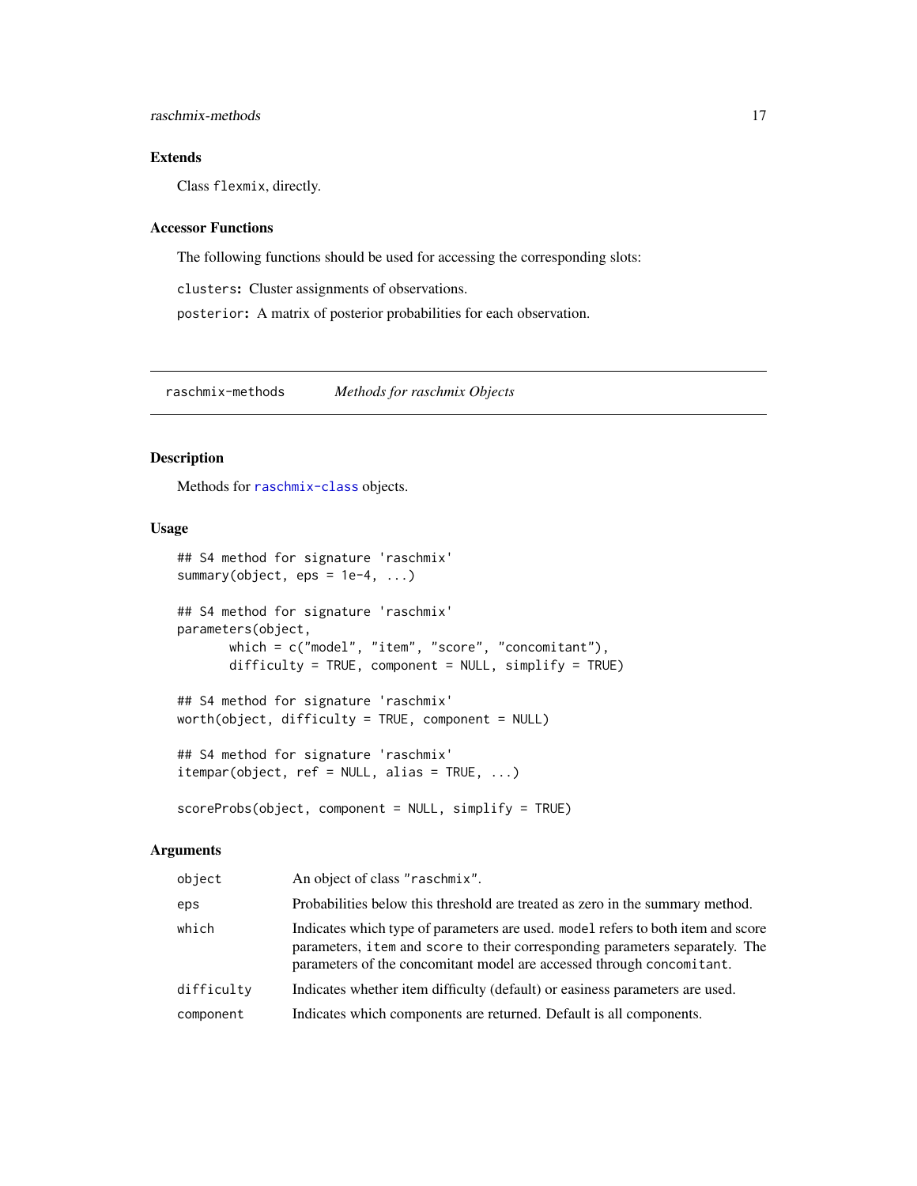### Extends

Class `flexmix`, directly.

### Accessor Functions

The following functions should be used for accessing the corresponding slots:

**`clusters`:** Cluster assignments of observations.

**`posterior`:** A matrix of posterior probabilities for each observation.

---

`raschmix-methods` *Methods for raschmix Objects*

---

### Description

Methods for `raschmix-class` objects.

### Usage

```
## S4 method for signature 'raschmix'
summary(object, eps = 1e-4, ...)

## S4 method for signature 'raschmix'
parameters(object,
       which = c("model", "item", "score", "concomitant"),
       difficulty = TRUE, component = NULL, simplify = TRUE)

## S4 method for signature 'raschmix'
worth(object, difficulty = TRUE, component = NULL)

## S4 method for signature 'raschmix'
itempar(object, ref = NULL, alias = TRUE, ...)

scoreProbs(object, component = NULL, simplify = TRUE)
```

### Arguments

| | |
|---|---|
| `object` | An object of class `"raschmix"`. |
| `eps` | Probabilities below this threshold are treated as zero in the summary method. |
| `which` | Indicates which type of parameters are used. `model` refers to both item and score parameters, `item` and `score` to their corresponding parameters separately. The parameters of the concomitant model are accessed through `concomitant`. |
| `difficulty` | Indicates whether item difficulty (default) or easiness parameters are used. |
| `component` | Indicates which components are returned. Default is all components. |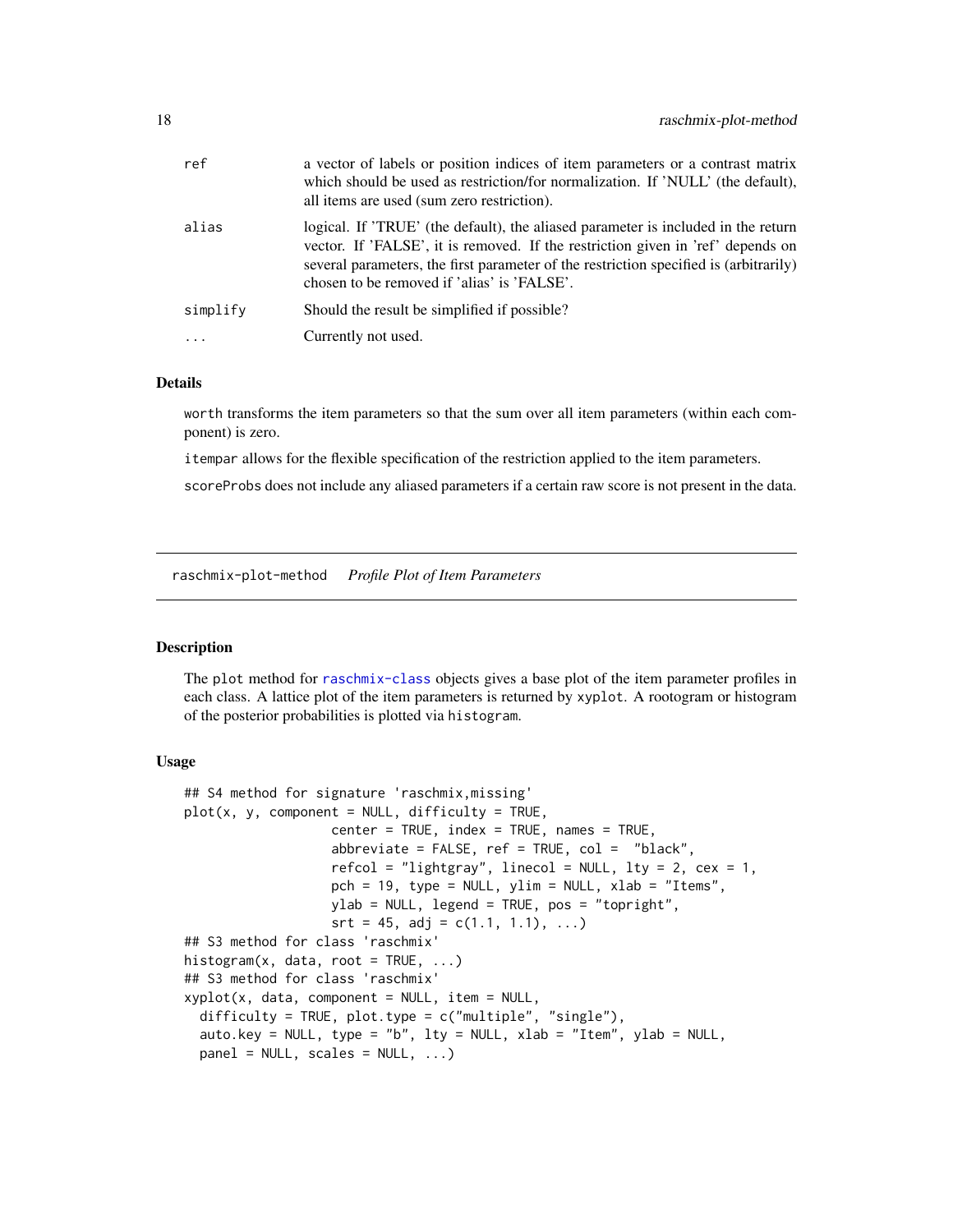| | |
|---|---|
| `ref` | a vector of labels or position indices of item parameters or a contrast matrix which should be used as restriction/for normalization. If 'NULL' (the default), all items are used (sum zero restriction). |
| `alias` | logical. If 'TRUE' (the default), the aliased parameter is included in the return vector. If 'FALSE', it is removed. If the restriction given in 'ref' depends on several parameters, the first parameter of the restriction specified is (arbitrarily) chosen to be removed if 'alias' is 'FALSE'. |
| `simplify` | Should the result be simplified if possible? |
| `...` | Currently not used. |

### Details

`worth` transforms the item parameters so that the sum over all item parameters (within each component) is zero.

`itempar` allows for the flexible specification of the restriction applied to the item parameters.

`scoreProbs` does not include any aliased parameters if a certain raw score is not present in the data.

---

## raschmix-plot-method    *Profile Plot of Item Parameters*

### Description

The `plot` method for raschmix-class objects gives a base plot of the item parameter profiles in each class. A lattice plot of the item parameters is returned by `xyplot`. A rootogram or histogram of the posterior probabilities is plotted via `histogram`.

### Usage

```
## S4 method for signature 'raschmix,missing'
plot(x, y, component = NULL, difficulty = TRUE,
                  center = TRUE, index = TRUE, names = TRUE,
                  abbreviate = FALSE, ref = TRUE, col =  "black",
                  refcol = "lightgray", linecol = NULL, lty = 2, cex = 1,
                  pch = 19, type = NULL, ylim = NULL, xlab = "Items",
                  ylab = NULL, legend = TRUE, pos = "topright",
                  srt = 45, adj = c(1.1, 1.1), ...)
## S3 method for class 'raschmix'
histogram(x, data, root = TRUE, ...)
## S3 method for class 'raschmix'
xyplot(x, data, component = NULL, item = NULL,
  difficulty = TRUE, plot.type = c("multiple", "single"),
  auto.key = NULL, type = "b", lty = NULL, xlab = "Item", ylab = NULL,
  panel = NULL, scales = NULL, ...)
```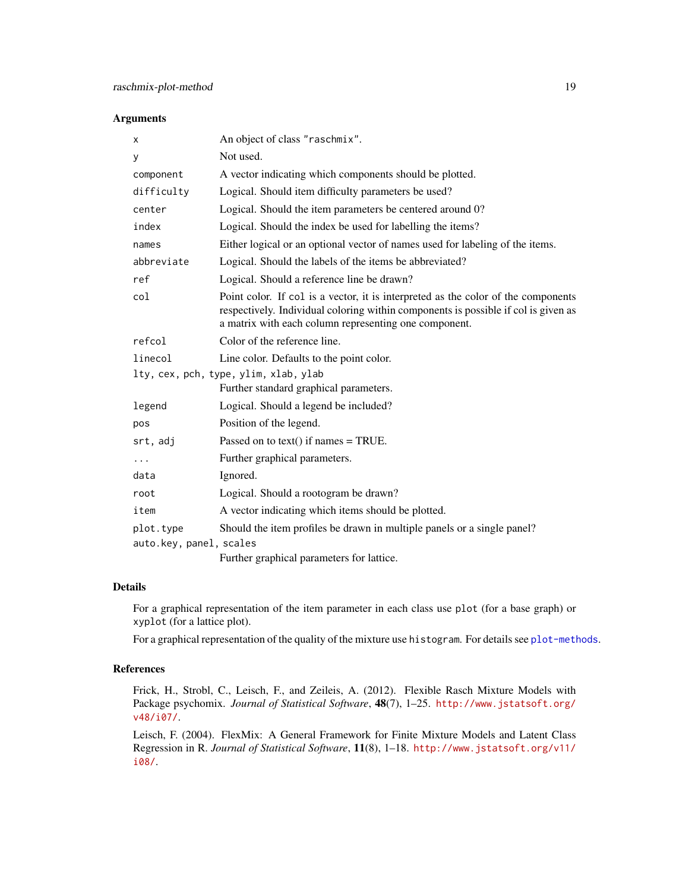### Arguments

| | |
|---|---|
| `x` | An object of class `"raschmix"`. |
| `y` | Not used. |
| `component` | A vector indicating which components should be plotted. |
| `difficulty` | Logical. Should item difficulty parameters be used? |
| `center` | Logical. Should the item parameters be centered around 0? |
| `index` | Logical. Should the index be used for labelling the items? |
| `names` | Either logical or an optional vector of names used for labeling of the items. |
| `abbreviate` | Logical. Should the labels of the items be abbreviated? |
| `ref` | Logical. Should a reference line be drawn? |
| `col` | Point color. If `col` is a vector, it is interpreted as the color of the components respectively. Individual coloring within components is possible if col is given as a matrix with each column representing one component. |
| `refcol` | Color of the reference line. |
| `linecol` | Line color. Defaults to the point color. |
| `lty, cex, pch, type, ylim, xlab, ylab` | Further standard graphical parameters. |
| `legend` | Logical. Should a legend be included? |
| `pos` | Position of the legend. |
| `srt, adj` | Passed on to text() if names = TRUE. |
| `...` | Further graphical parameters. |
| `data` | Ignored. |
| `root` | Logical. Should a rootogram be drawn? |
| `item` | A vector indicating which items should be plotted. |
| `plot.type` | Should the item profiles be drawn in multiple panels or a single panel? |
| `auto.key, panel, scales` | Further graphical parameters for lattice. |

### Details

For a graphical representation of the item parameter in each class use `plot` (for a base graph) or `xyplot` (for a lattice plot).

For a graphical representation of the quality of the mixture use `histogram`. For details see `plot-methods`.

### References

Frick, H., Strobl, C., Leisch, F., and Zeileis, A. (2012). Flexible Rasch Mixture Models with Package psychomix. *Journal of Statistical Software*, **48**(7), 1–25. http://www.jstatsoft.org/v48/i07/.

Leisch, F. (2004). FlexMix: A General Framework for Finite Mixture Models and Latent Class Regression in R. *Journal of Statistical Software*, **11**(8), 1–18. http://www.jstatsoft.org/v11/i08/.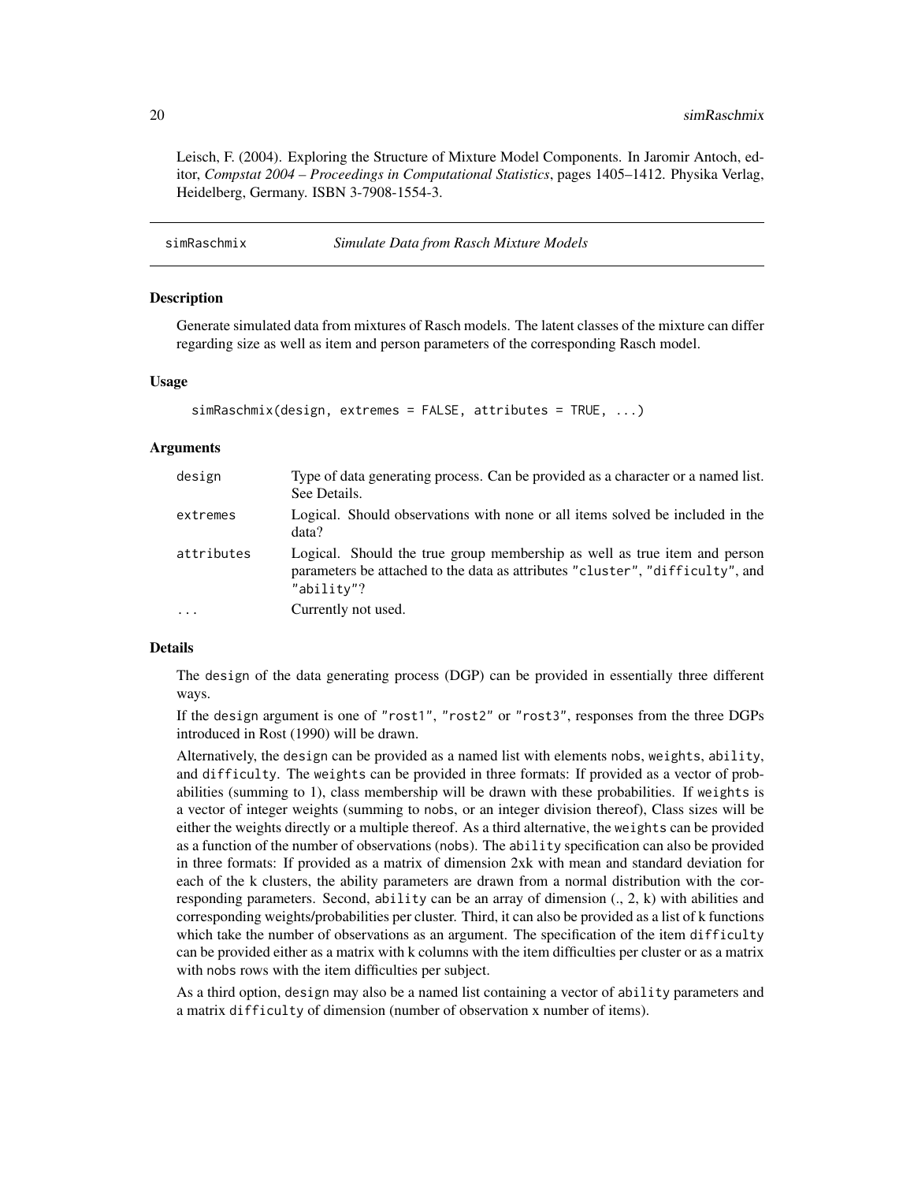Leisch, F. (2004). Exploring the Structure of Mixture Model Components. In Jaromir Antoch, editor, *Compstat 2004 – Proceedings in Computational Statistics*, pages 1405–1412. Physika Verlag, Heidelberg, Germany. ISBN 3-7908-1554-3.

---

## simRaschmix — *Simulate Data from Rasch Mixture Models*

### Description

Generate simulated data from mixtures of Rasch models. The latent classes of the mixture can differ regarding size as well as item and person parameters of the corresponding Rasch model.

### Usage

```
simRaschmix(design, extremes = FALSE, attributes = TRUE, ...)
```

### Arguments

| | |
|---|---|
| `design` | Type of data generating process. Can be provided as a character or a named list. See Details. |
| `extremes` | Logical. Should observations with none or all items solved be included in the data? |
| `attributes` | Logical. Should the true group membership as well as true item and person parameters be attached to the data as attributes `"cluster"`, `"difficulty"`, and `"ability"`? |
| `...` | Currently not used. |

### Details

The `design` of the data generating process (DGP) can be provided in essentially three different ways.

If the `design` argument is one of `"rost1"`, `"rost2"` or `"rost3"`, responses from the three DGPs introduced in Rost (1990) will be drawn.

Alternatively, the `design` can be provided as a named list with elements `nobs`, `weights`, `ability`, and `difficulty`. The `weights` can be provided in three formats: If provided as a vector of probabilities (summing to 1), class membership will be drawn with these probabilities. If `weights` is a vector of integer weights (summing to `nobs`, or an integer division thereof), Class sizes will be either the weights directly or a multiple thereof. As a third alternative, the `weights` can be provided as a function of the number of observations (`nobs`). The `ability` specification can also be provided in three formats: If provided as a matrix of dimension 2xk with mean and standard deviation for each of the k clusters, the ability parameters are drawn from a normal distribution with the corresponding parameters. Second, `ability` can be an array of dimension (., 2, k) with abilities and corresponding weights/probabilities per cluster. Third, it can also be provided as a list of k functions which take the number of observations as an argument. The specification of the item `difficulty` can be provided either as a matrix with k columns with the item difficulties per cluster or as a matrix with `nobs` rows with the item difficulties per subject.

As a third option, `design` may also be a named list containing a vector of `ability` parameters and a matrix `difficulty` of dimension (number of observation x number of items).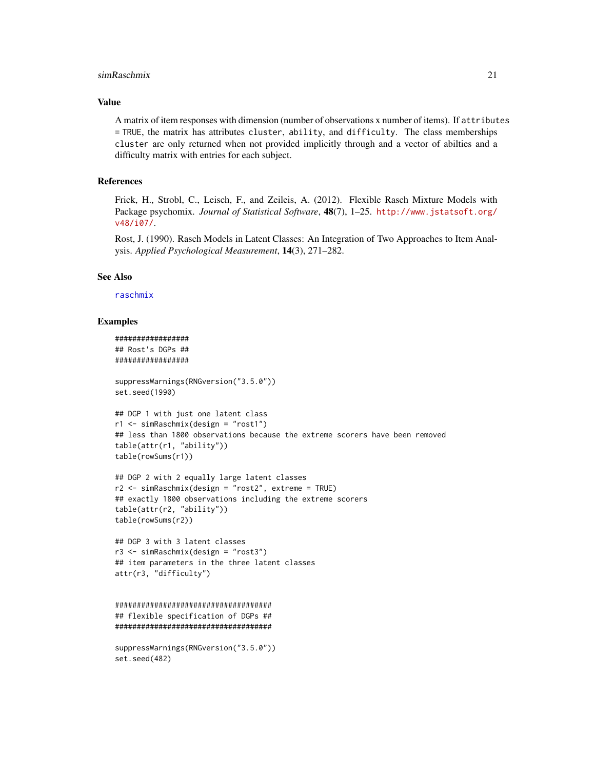## Value

A matrix of item responses with dimension (number of observations x number of items). If `attributes = TRUE`, the matrix has attributes `cluster`, `ability`, and `difficulty`. The class memberships `cluster` are only returned when not provided implicitly through and a vector of abilties and a difficulty matrix with entries for each subject.

## References

Frick, H., Strobl, C., Leisch, F., and Zeileis, A. (2012). Flexible Rasch Mixture Models with Package psychomix. *Journal of Statistical Software*, **48**(7), 1–25. http://www.jstatsoft.org/v48/i07/.

Rost, J. (1990). Rasch Models in Latent Classes: An Integration of Two Approaches to Item Analysis. *Applied Psychological Measurement*, **14**(3), 271–282.

## See Also

raschmix

## Examples

```
#################
## Rost's DGPs ##
#################

suppressWarnings(RNGversion("3.5.0"))
set.seed(1990)

## DGP 1 with just one latent class
r1 <- simRaschmix(design = "rost1")
## less than 1800 observations because the extreme scorers have been removed
table(attr(r1, "ability"))
table(rowSums(r1))

## DGP 2 with 2 equally large latent classes
r2 <- simRaschmix(design = "rost2", extreme = TRUE)
## exactly 1800 observations including the extreme scorers
table(attr(r2, "ability"))
table(rowSums(r2))

## DGP 3 with 3 latent classes
r3 <- simRaschmix(design = "rost3")
## item parameters in the three latent classes
attr(r3, "difficulty")


###################################
## flexible specification of DGPs ##
###################################

suppressWarnings(RNGversion("3.5.0"))
set.seed(482)
```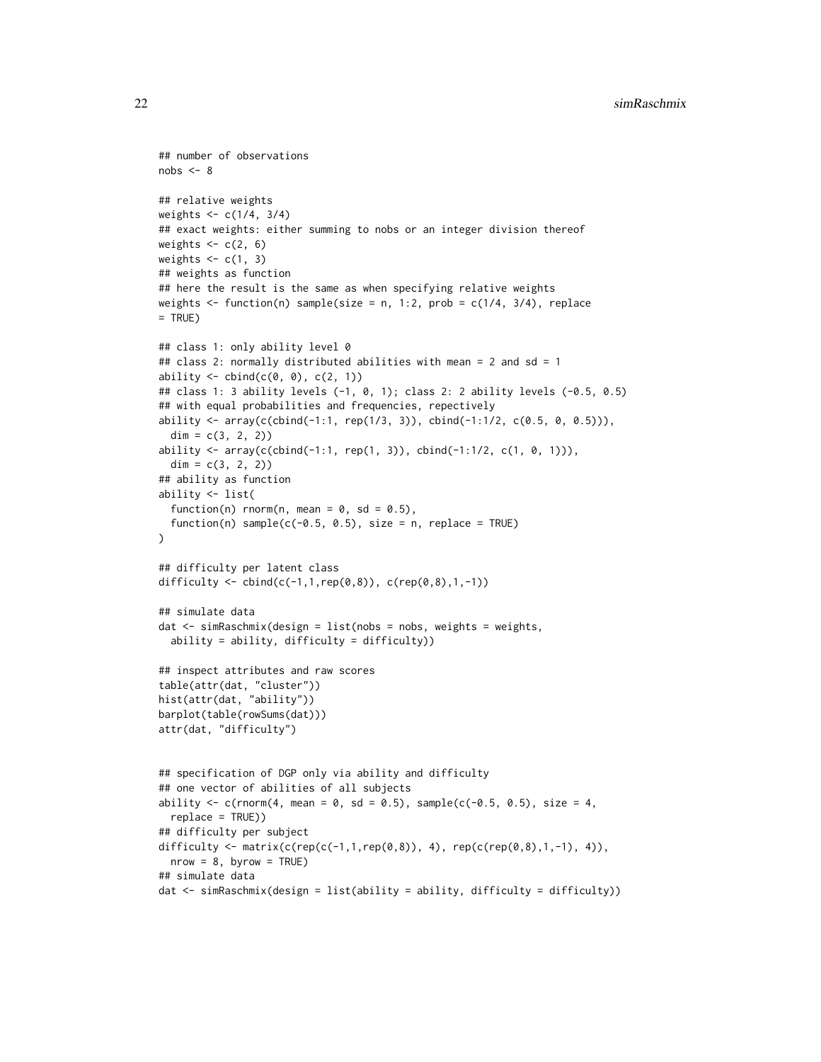```
## number of observations
nobs <- 8

## relative weights
weights <- c(1/4, 3/4)
## exact weights: either summing to nobs or an integer division thereof
weights <- c(2, 6)
weights <- c(1, 3)
## weights as function
## here the result is the same as when specifying relative weights
weights <- function(n) sample(size = n, 1:2, prob = c(1/4, 3/4), replace
= TRUE)

## class 1: only ability level 0
## class 2: normally distributed abilities with mean = 2 and sd = 1
ability <- cbind(c(0, 0), c(2, 1))
## class 1: 3 ability levels (-1, 0, 1); class 2: 2 ability levels (-0.5, 0.5)
## with equal probabilities and frequencies, repectively
ability <- array(c(cbind(-1:1, rep(1/3, 3)), cbind(-1:1/2, c(0.5, 0, 0.5))),
  dim = c(3, 2, 2))
ability <- array(c(cbind(-1:1, rep(1, 3)), cbind(-1:1/2, c(1, 0, 1))),
  dim = c(3, 2, 2))
## ability as function
ability <- list(
  function(n) rnorm(n, mean = 0, sd = 0.5),
  function(n) sample(c(-0.5, 0.5), size = n, replace = TRUE)
)

## difficulty per latent class
difficulty <- cbind(c(-1,1,rep(0,8)), c(rep(0,8),1,-1))

## simulate data
dat <- simRaschmix(design = list(nobs = nobs, weights = weights,
  ability = ability, difficulty = difficulty))

## inspect attributes and raw scores
table(attr(dat, "cluster"))
hist(attr(dat, "ability"))
barplot(table(rowSums(dat)))
attr(dat, "difficulty")


## specification of DGP only via ability and difficulty
## one vector of abilities of all subjects
ability <- c(rnorm(4, mean = 0, sd = 0.5), sample(c(-0.5, 0.5), size = 4,
  replace = TRUE))
## difficulty per subject
difficulty <- matrix(c(rep(c(-1,1,rep(0,8)), 4), rep(c(rep(0,8),1,-1), 4)),
  nrow = 8, byrow = TRUE)
## simulate data
dat <- simRaschmix(design = list(ability = ability, difficulty = difficulty))
```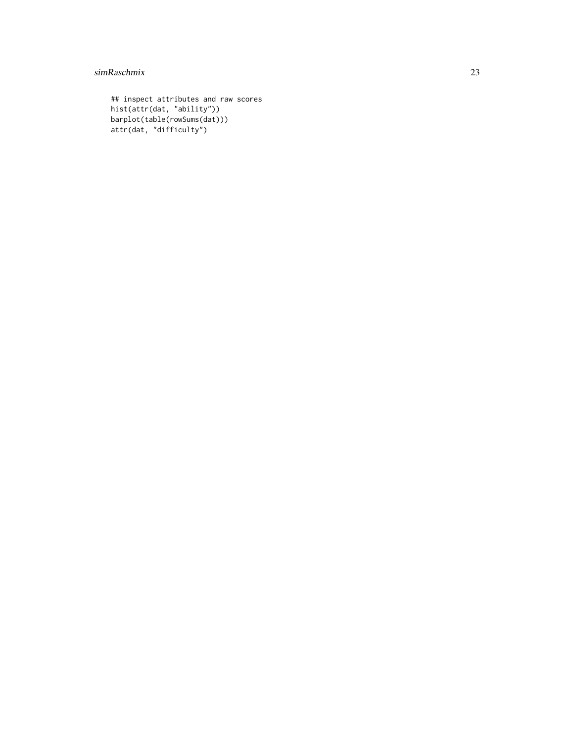```
## inspect attributes and raw scores
hist(attr(dat, "ability"))
barplot(table(rowSums(dat)))
attr(dat, "difficulty")
```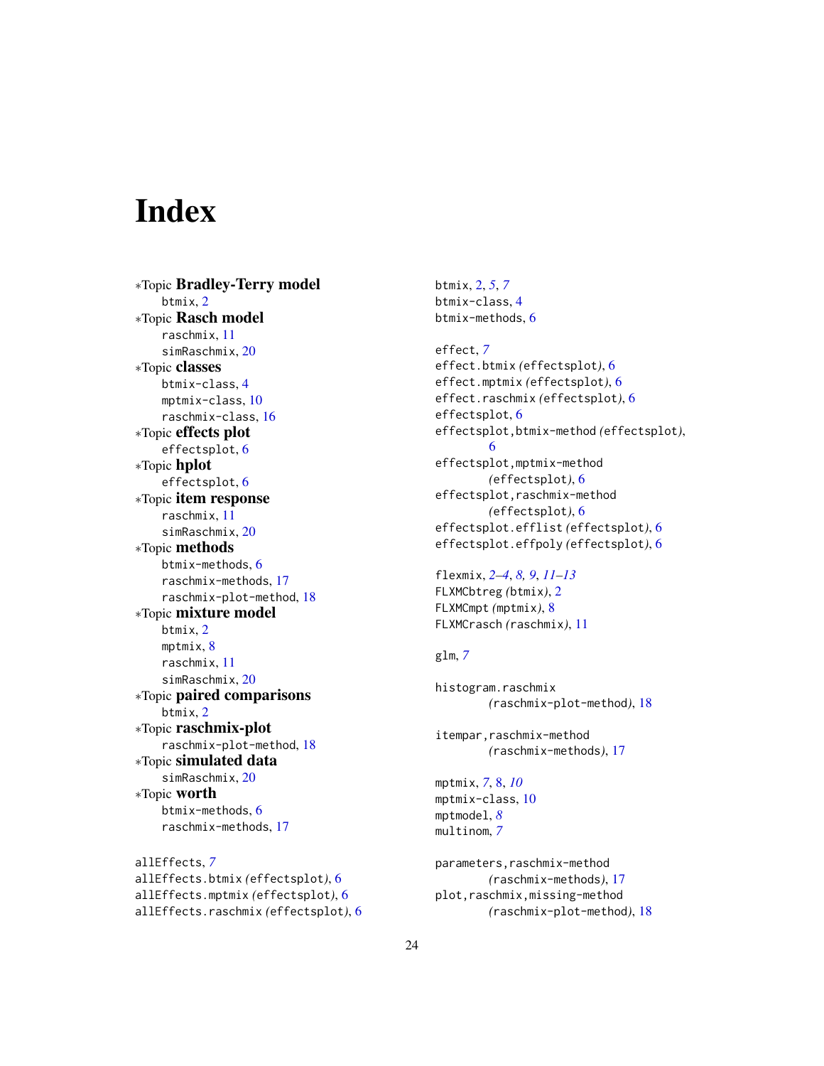# Index

∗Topic **Bradley-Terry model**
- btmix, 2

∗Topic **Rasch model**
- raschmix, 11
- simRaschmix, 20

∗Topic **classes**
- btmix-class, 4
- mptmix-class, 10
- raschmix-class, 16

∗Topic **effects plot**
- effectsplot, 6

∗Topic **hplot**
- effectsplot, 6

∗Topic **item response**
- raschmix, 11
- simRaschmix, 20

∗Topic **methods**
- btmix-methods, 6
- raschmix-methods, 17
- raschmix-plot-method, 18

∗Topic **mixture model**
- btmix, 2
- mptmix, 8
- raschmix, 11
- simRaschmix, 20

∗Topic **paired comparisons**
- btmix, 2

∗Topic **raschmix-plot**
- raschmix-plot-method, 18

∗Topic **simulated data**
- simRaschmix, 20

∗Topic **worth**
- btmix-methods, 6
- raschmix-methods, 17

allEffects, *7*
allEffects.btmix *(effectsplot)*, 6
allEffects.mptmix *(effectsplot)*, 6
allEffects.raschmix *(effectsplot)*, 6

btmix, 2, *5*, *7*
btmix-class, 4
btmix-methods, 6

effect, *7*
effect.btmix *(effectsplot)*, 6
effect.mptmix *(effectsplot)*, 6
effect.raschmix *(effectsplot)*, 6
effectsplot, 6
effectsplot,btmix-method *(effectsplot)*, 6
effectsplot,mptmix-method *(effectsplot)*, 6
effectsplot,raschmix-method *(effectsplot)*, 6
effectsplot.efflist *(effectsplot)*, 6
effectsplot.effpoly *(effectsplot)*, 6

flexmix, *2–4*, *8*, *9*, *11–13*
FLXMCbtreg *(btmix)*, 2
FLXMCmpt *(mptmix)*, 8
FLXMCrasch *(raschmix)*, 11

glm, *7*

histogram.raschmix *(raschmix-plot-method)*, 18

itempar,raschmix-method *(raschmix-methods)*, 17

mptmix, *7*, 8, *10*
mptmix-class, 10
mptmodel, *8*
multinom, *7*

parameters,raschmix-method *(raschmix-methods)*, 17
plot,raschmix,missing-method *(raschmix-plot-method)*, 18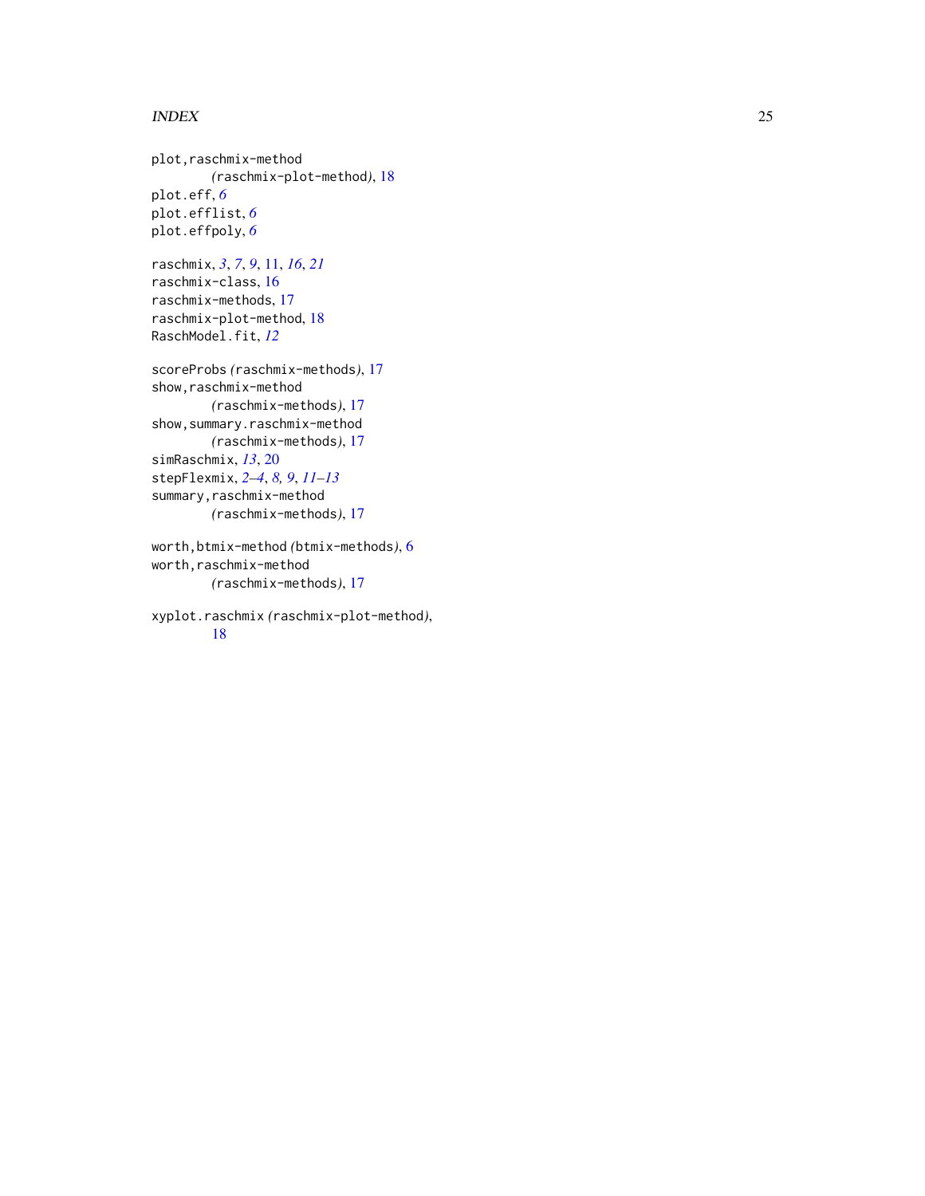plot,raschmix-method
    (raschmix-plot-method), 18
plot.eff, *6*
plot.efflist, *6*
plot.effpoly, *6*

raschmix, *3*, *7*, *9*, 11, *16*, *21*
raschmix-class, 16
raschmix-methods, 17
raschmix-plot-method, 18
RaschModel.fit, *12*

scoreProbs (raschmix-methods), 17
show,raschmix-method
    (raschmix-methods), 17
show,summary.raschmix-method
    (raschmix-methods), 17
simRaschmix, *13*, 20
stepFlexmix, *2–4*, *8, 9*, *11–13*
summary,raschmix-method
    (raschmix-methods), 17

worth,btmix-method (btmix-methods), 6
worth,raschmix-method
    (raschmix-methods), 17

xyplot.raschmix (raschmix-plot-method),
    18